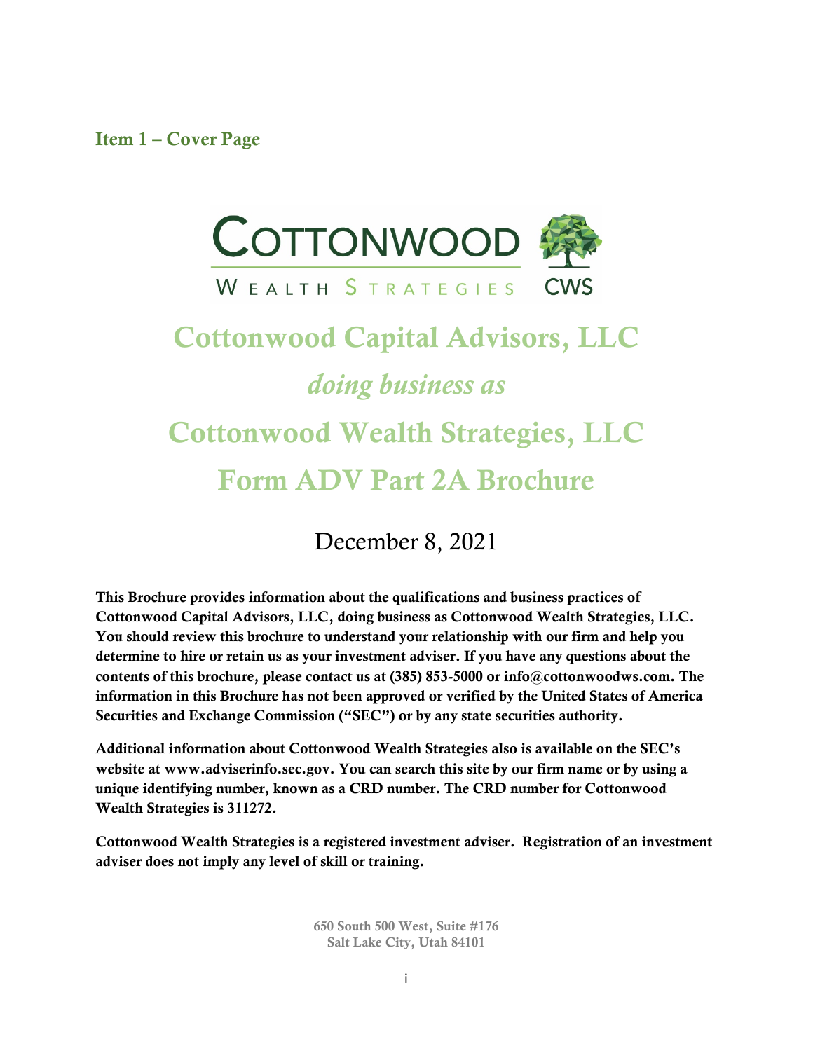## Item 1 – Cover Page

COTTONWOOD
WEALTH STRATEGIES CWS

# Cottonwood Capital Advisors, LLC

*doing business as*

# Cottonwood Wealth Strategies, LLC

# Form ADV Part 2A Brochure

December 8, 2021

**This Brochure provides information about the qualifications and business practices of Cottonwood Capital Advisors, LLC, doing business as Cottonwood Wealth Strategies, LLC. You should review this brochure to understand your relationship with our firm and help you determine to hire or retain us as your investment adviser. If you have any questions about the contents of this brochure, please contact us at (385) 853-5000 or info@cottonwoodws.com. The information in this Brochure has not been approved or verified by the United States of America Securities and Exchange Commission ("SEC") or by any state securities authority.**

**Additional information about Cottonwood Wealth Strategies also is available on the SEC's website at www.adviserinfo.sec.gov. You can search this site by our firm name or by using a unique identifying number, known as a CRD number. The CRD number for Cottonwood Wealth Strategies is 311272.**

**Cottonwood Wealth Strategies is a registered investment adviser. Registration of an investment adviser does not imply any level of skill or training.**

650 South 500 West, Suite #176
Salt Lake City, Utah 84101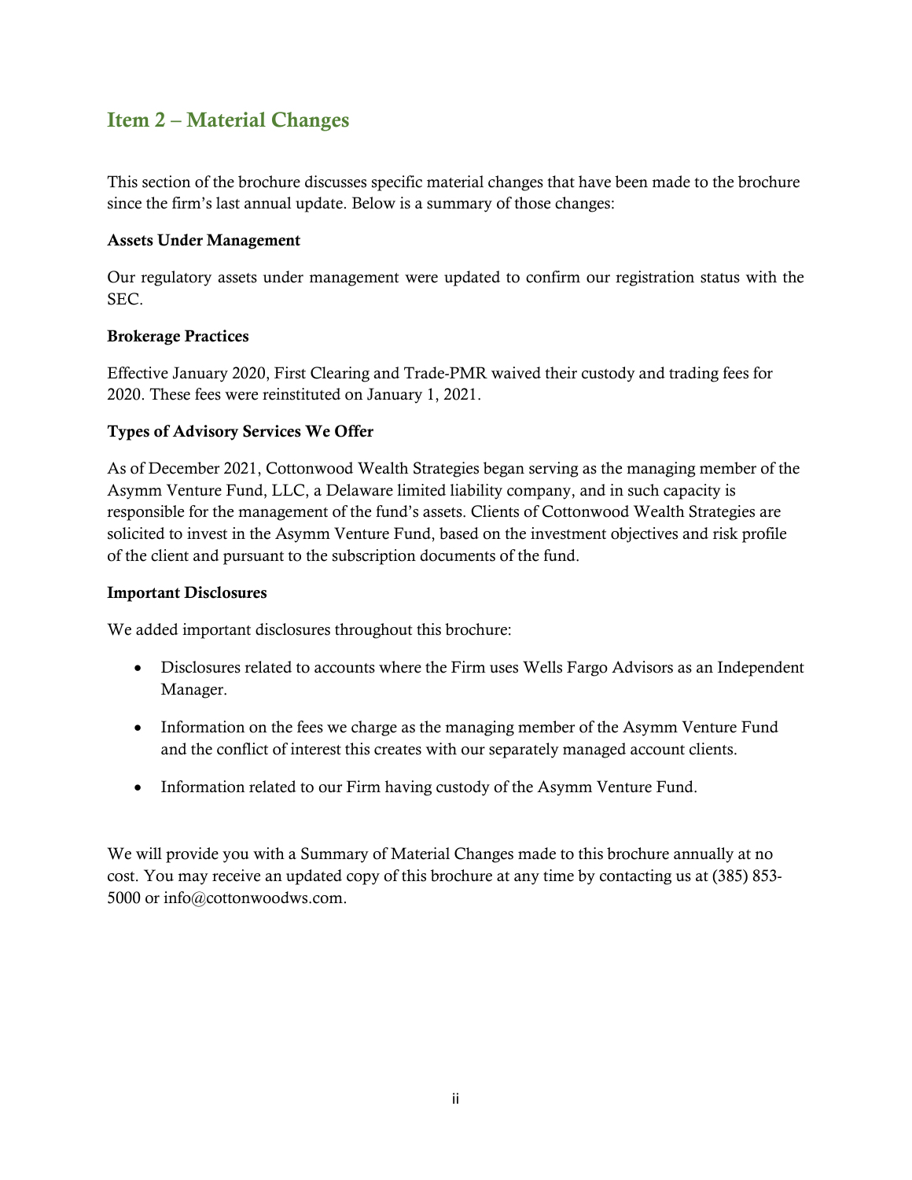## Item 2 – Material Changes

This section of the brochure discusses specific material changes that have been made to the brochure since the firm's last annual update. Below is a summary of those changes:

**Assets Under Management**

Our regulatory assets under management were updated to confirm our registration status with the SEC.

**Brokerage Practices**

Effective January 2020, First Clearing and Trade-PMR waived their custody and trading fees for 2020. These fees were reinstituted on January 1, 2021.

**Types of Advisory Services We Offer**

As of December 2021, Cottonwood Wealth Strategies began serving as the managing member of the Asymm Venture Fund, LLC, a Delaware limited liability company, and in such capacity is responsible for the management of the fund's assets. Clients of Cottonwood Wealth Strategies are solicited to invest in the Asymm Venture Fund, based on the investment objectives and risk profile of the client and pursuant to the subscription documents of the fund.

**Important Disclosures**

We added important disclosures throughout this brochure:

- Disclosures related to accounts where the Firm uses Wells Fargo Advisors as an Independent Manager.
- Information on the fees we charge as the managing member of the Asymm Venture Fund and the conflict of interest this creates with our separately managed account clients.
- Information related to our Firm having custody of the Asymm Venture Fund.

We will provide you with a Summary of Material Changes made to this brochure annually at no cost. You may receive an updated copy of this brochure at any time by contacting us at (385) 853-5000 or info@cottonwoodws.com.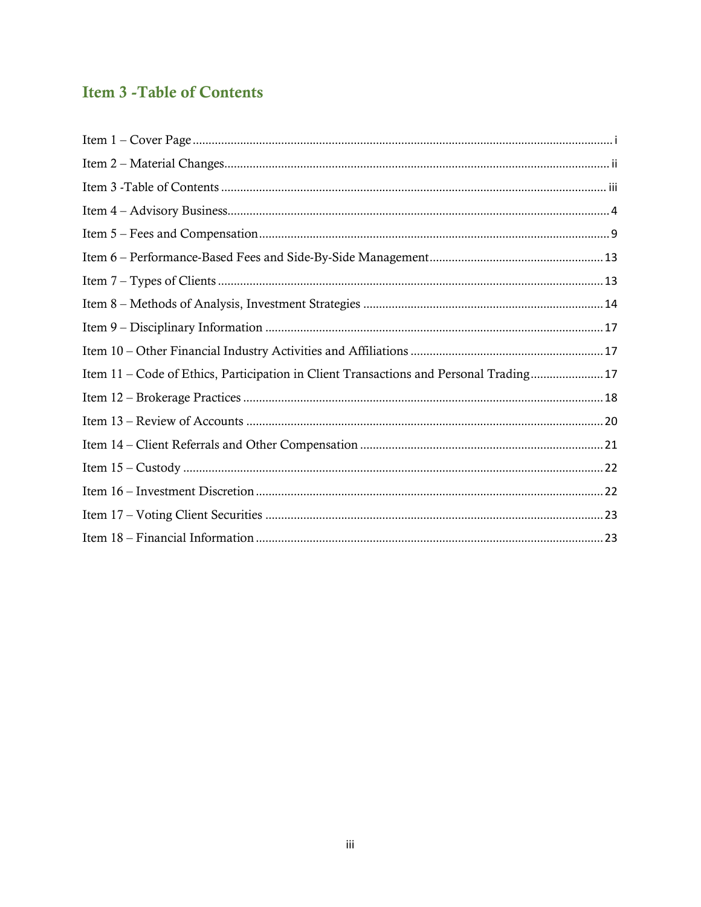## Item 3 -Table of Contents

Item 1 – Cover Page ........ i

Item 2 – Material Changes ........ ii

Item 3 -Table of Contents ........ iii

Item 4 – Advisory Business ........ 4

Item 5 – Fees and Compensation ........ 9

Item 6 – Performance-Based Fees and Side-By-Side Management ........ 13

Item 7 – Types of Clients ........ 13

Item 8 – Methods of Analysis, Investment Strategies ........ 14

Item 9 – Disciplinary Information ........ 17

Item 10 – Other Financial Industry Activities and Affiliations ........ 17

Item 11 – Code of Ethics, Participation in Client Transactions and Personal Trading ........ 17

Item 12 – Brokerage Practices ........ 18

Item 13 – Review of Accounts ........ 20

Item 14 – Client Referrals and Other Compensation ........ 21

Item 15 – Custody ........ 22

Item 16 – Investment Discretion ........ 22

Item 17 – Voting Client Securities ........ 23

Item 18 – Financial Information ........ 23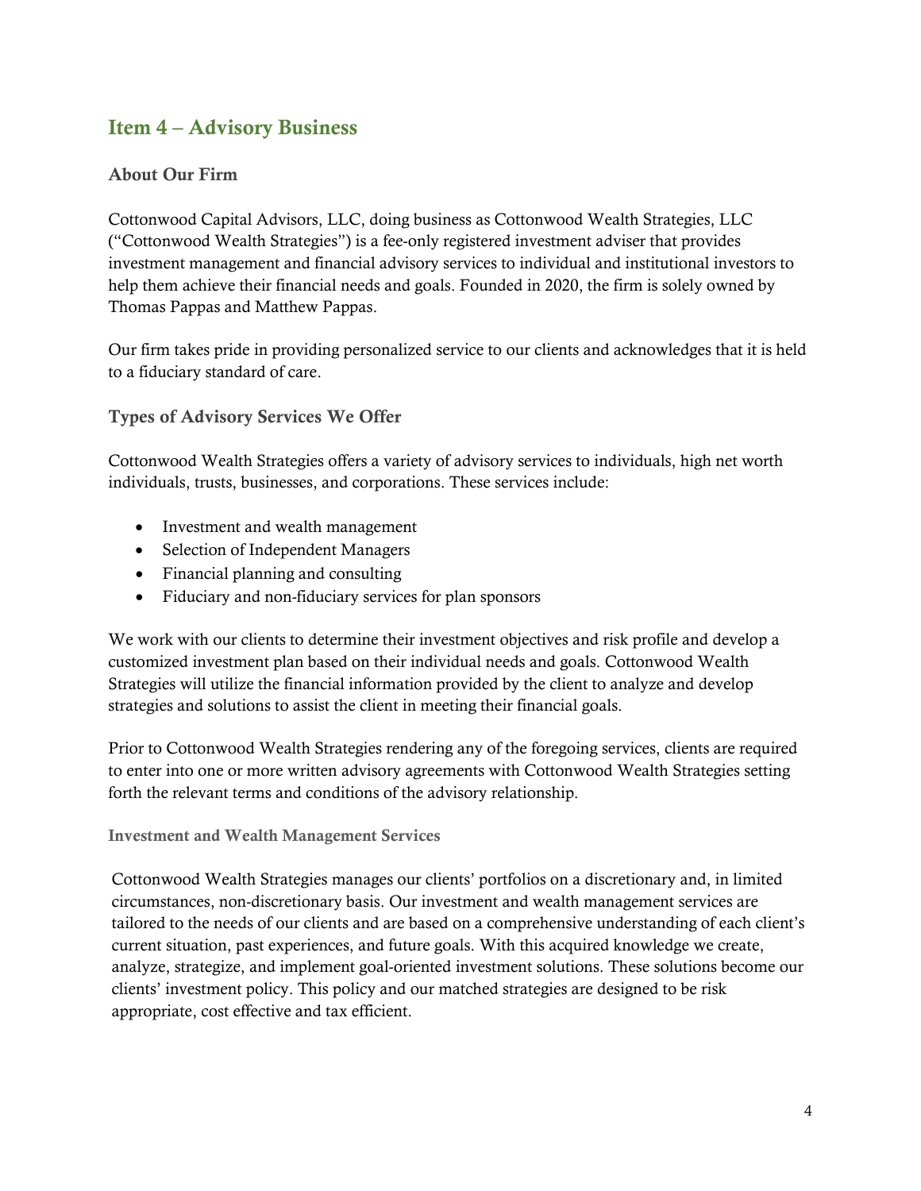## Item 4 – Advisory Business

### About Our Firm

Cottonwood Capital Advisors, LLC, doing business as Cottonwood Wealth Strategies, LLC ("Cottonwood Wealth Strategies") is a fee-only registered investment adviser that provides investment management and financial advisory services to individual and institutional investors to help them achieve their financial needs and goals. Founded in 2020, the firm is solely owned by Thomas Pappas and Matthew Pappas.

Our firm takes pride in providing personalized service to our clients and acknowledges that it is held to a fiduciary standard of care.

### Types of Advisory Services We Offer

Cottonwood Wealth Strategies offers a variety of advisory services to individuals, high net worth individuals, trusts, businesses, and corporations. These services include:

- Investment and wealth management
- Selection of Independent Managers
- Financial planning and consulting
- Fiduciary and non-fiduciary services for plan sponsors

We work with our clients to determine their investment objectives and risk profile and develop a customized investment plan based on their individual needs and goals. Cottonwood Wealth Strategies will utilize the financial information provided by the client to analyze and develop strategies and solutions to assist the client in meeting their financial goals.

Prior to Cottonwood Wealth Strategies rendering any of the foregoing services, clients are required to enter into one or more written advisory agreements with Cottonwood Wealth Strategies setting forth the relevant terms and conditions of the advisory relationship.

#### Investment and Wealth Management Services

Cottonwood Wealth Strategies manages our clients' portfolios on a discretionary and, in limited circumstances, non-discretionary basis. Our investment and wealth management services are tailored to the needs of our clients and are based on a comprehensive understanding of each client's current situation, past experiences, and future goals. With this acquired knowledge we create, analyze, strategize, and implement goal-oriented investment solutions. These solutions become our clients' investment policy. This policy and our matched strategies are designed to be risk appropriate, cost effective and tax efficient.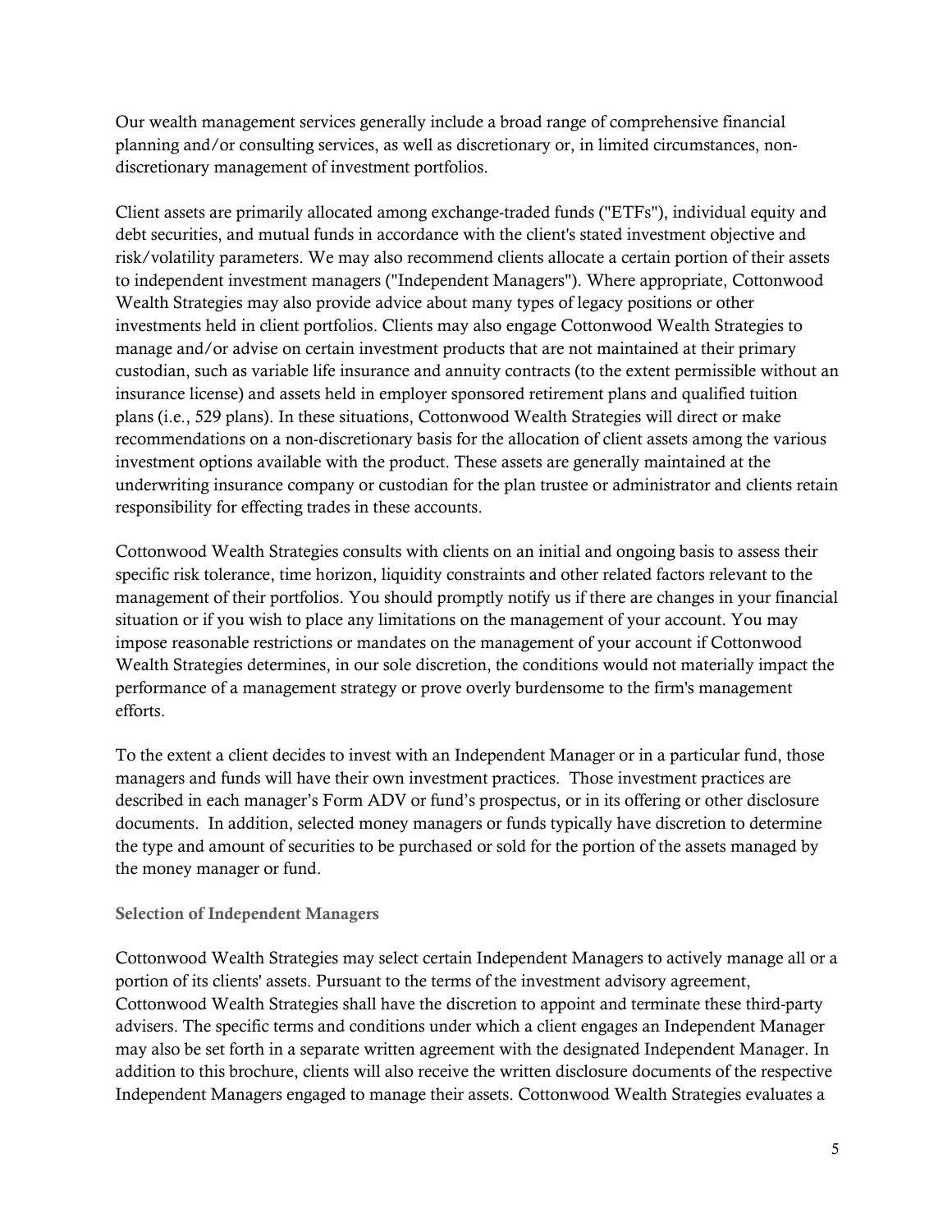Our wealth management services generally include a broad range of comprehensive financial planning and/or consulting services, as well as discretionary or, in limited circumstances, non-discretionary management of investment portfolios.

Client assets are primarily allocated among exchange-traded funds ("ETFs"), individual equity and debt securities, and mutual funds in accordance with the client's stated investment objective and risk/volatility parameters. We may also recommend clients allocate a certain portion of their assets to independent investment managers ("Independent Managers"). Where appropriate, Cottonwood Wealth Strategies may also provide advice about many types of legacy positions or other investments held in client portfolios. Clients may also engage Cottonwood Wealth Strategies to manage and/or advise on certain investment products that are not maintained at their primary custodian, such as variable life insurance and annuity contracts (to the extent permissible without an insurance license) and assets held in employer sponsored retirement plans and qualified tuition plans (i.e., 529 plans). In these situations, Cottonwood Wealth Strategies will direct or make recommendations on a non-discretionary basis for the allocation of client assets among the various investment options available with the product. These assets are generally maintained at the underwriting insurance company or custodian for the plan trustee or administrator and clients retain responsibility for effecting trades in these accounts.

Cottonwood Wealth Strategies consults with clients on an initial and ongoing basis to assess their specific risk tolerance, time horizon, liquidity constraints and other related factors relevant to the management of their portfolios. You should promptly notify us if there are changes in your financial situation or if you wish to place any limitations on the management of your account. You may impose reasonable restrictions or mandates on the management of your account if Cottonwood Wealth Strategies determines, in our sole discretion, the conditions would not materially impact the performance of a management strategy or prove overly burdensome to the firm's management efforts.

To the extent a client decides to invest with an Independent Manager or in a particular fund, those managers and funds will have their own investment practices. Those investment practices are described in each manager's Form ADV or fund's prospectus, or in its offering or other disclosure documents. In addition, selected money managers or funds typically have discretion to determine the type and amount of securities to be purchased or sold for the portion of the assets managed by the money manager or fund.

### Selection of Independent Managers

Cottonwood Wealth Strategies may select certain Independent Managers to actively manage all or a portion of its clients' assets. Pursuant to the terms of the investment advisory agreement, Cottonwood Wealth Strategies shall have the discretion to appoint and terminate these third-party advisers. The specific terms and conditions under which a client engages an Independent Manager may also be set forth in a separate written agreement with the designated Independent Manager. In addition to this brochure, clients will also receive the written disclosure documents of the respective Independent Managers engaged to manage their assets. Cottonwood Wealth Strategies evaluates a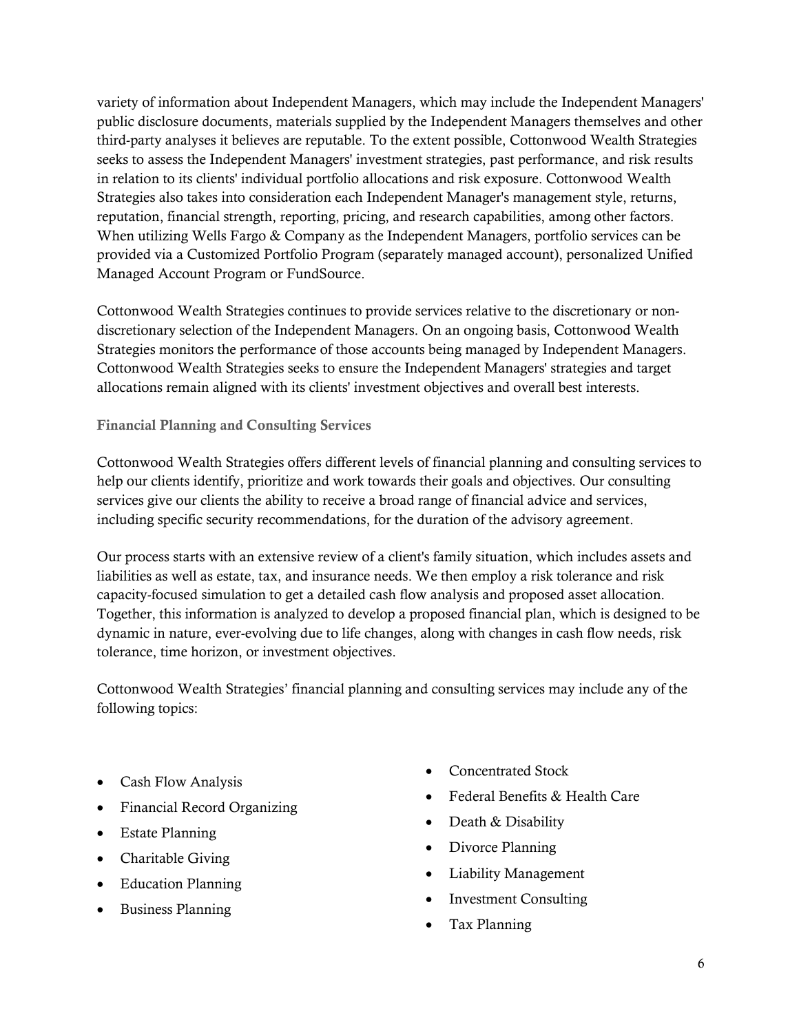variety of information about Independent Managers, which may include the Independent Managers' public disclosure documents, materials supplied by the Independent Managers themselves and other third-party analyses it believes are reputable. To the extent possible, Cottonwood Wealth Strategies seeks to assess the Independent Managers' investment strategies, past performance, and risk results in relation to its clients' individual portfolio allocations and risk exposure. Cottonwood Wealth Strategies also takes into consideration each Independent Manager's management style, returns, reputation, financial strength, reporting, pricing, and research capabilities, among other factors. When utilizing Wells Fargo & Company as the Independent Managers, portfolio services can be provided via a Customized Portfolio Program (separately managed account), personalized Unified Managed Account Program or FundSource.

Cottonwood Wealth Strategies continues to provide services relative to the discretionary or non-discretionary selection of the Independent Managers. On an ongoing basis, Cottonwood Wealth Strategies monitors the performance of those accounts being managed by Independent Managers. Cottonwood Wealth Strategies seeks to ensure the Independent Managers' strategies and target allocations remain aligned with its clients' investment objectives and overall best interests.

### Financial Planning and Consulting Services

Cottonwood Wealth Strategies offers different levels of financial planning and consulting services to help our clients identify, prioritize and work towards their goals and objectives. Our consulting services give our clients the ability to receive a broad range of financial advice and services, including specific security recommendations, for the duration of the advisory agreement.

Our process starts with an extensive review of a client's family situation, which includes assets and liabilities as well as estate, tax, and insurance needs. We then employ a risk tolerance and risk capacity-focused simulation to get a detailed cash flow analysis and proposed asset allocation. Together, this information is analyzed to develop a proposed financial plan, which is designed to be dynamic in nature, ever-evolving due to life changes, along with changes in cash flow needs, risk tolerance, time horizon, or investment objectives.

Cottonwood Wealth Strategies' financial planning and consulting services may include any of the following topics:

- Cash Flow Analysis
- Financial Record Organizing
- Estate Planning
- Charitable Giving
- Education Planning
- Business Planning
- Concentrated Stock
- Federal Benefits & Health Care
- Death & Disability
- Divorce Planning
- Liability Management
- Investment Consulting
- Tax Planning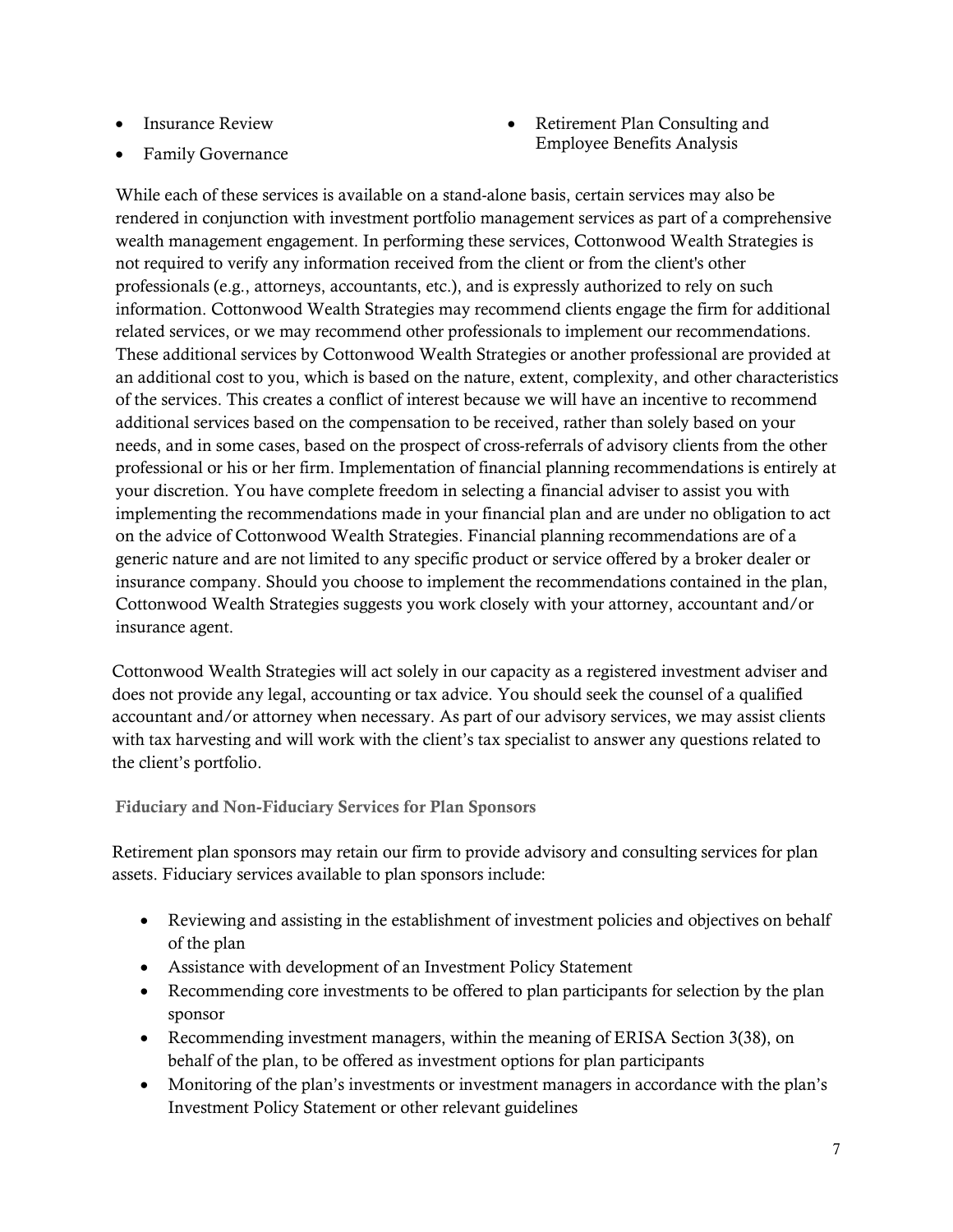- Insurance Review
- Family Governance
- Retirement Plan Consulting and Employee Benefits Analysis

While each of these services is available on a stand-alone basis, certain services may also be rendered in conjunction with investment portfolio management services as part of a comprehensive wealth management engagement. In performing these services, Cottonwood Wealth Strategies is not required to verify any information received from the client or from the client's other professionals (e.g., attorneys, accountants, etc.), and is expressly authorized to rely on such information. Cottonwood Wealth Strategies may recommend clients engage the firm for additional related services, or we may recommend other professionals to implement our recommendations. These additional services by Cottonwood Wealth Strategies or another professional are provided at an additional cost to you, which is based on the nature, extent, complexity, and other characteristics of the services. This creates a conflict of interest because we will have an incentive to recommend additional services based on the compensation to be received, rather than solely based on your needs, and in some cases, based on the prospect of cross-referrals of advisory clients from the other professional or his or her firm. Implementation of financial planning recommendations is entirely at your discretion. You have complete freedom in selecting a financial adviser to assist you with implementing the recommendations made in your financial plan and are under no obligation to act on the advice of Cottonwood Wealth Strategies. Financial planning recommendations are of a generic nature and are not limited to any specific product or service offered by a broker dealer or insurance company. Should you choose to implement the recommendations contained in the plan, Cottonwood Wealth Strategies suggests you work closely with your attorney, accountant and/or insurance agent.

Cottonwood Wealth Strategies will act solely in our capacity as a registered investment adviser and does not provide any legal, accounting or tax advice. You should seek the counsel of a qualified accountant and/or attorney when necessary. As part of our advisory services, we may assist clients with tax harvesting and will work with the client's tax specialist to answer any questions related to the client's portfolio.

### Fiduciary and Non-Fiduciary Services for Plan Sponsors

Retirement plan sponsors may retain our firm to provide advisory and consulting services for plan assets. Fiduciary services available to plan sponsors include:

- Reviewing and assisting in the establishment of investment policies and objectives on behalf of the plan
- Assistance with development of an Investment Policy Statement
- Recommending core investments to be offered to plan participants for selection by the plan sponsor
- Recommending investment managers, within the meaning of ERISA Section 3(38), on behalf of the plan, to be offered as investment options for plan participants
- Monitoring of the plan's investments or investment managers in accordance with the plan's Investment Policy Statement or other relevant guidelines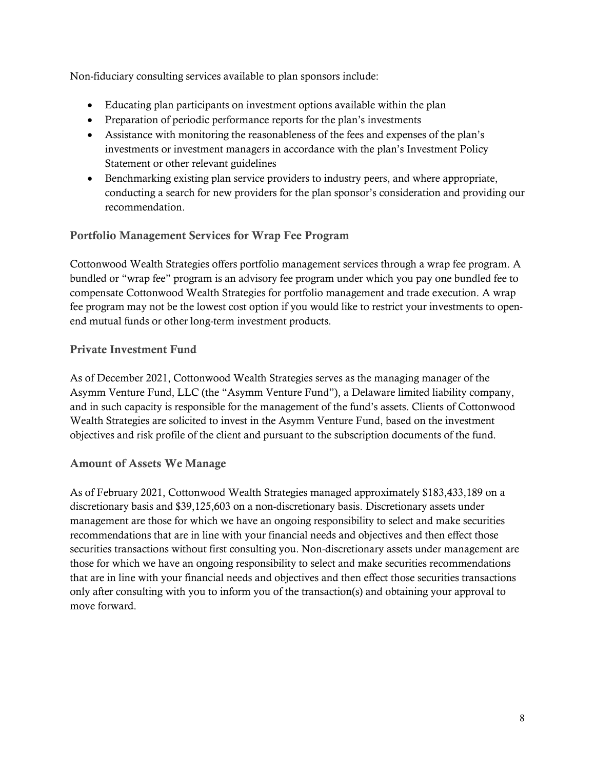Non-fiduciary consulting services available to plan sponsors include:

- Educating plan participants on investment options available within the plan
- Preparation of periodic performance reports for the plan's investments
- Assistance with monitoring the reasonableness of the fees and expenses of the plan's investments or investment managers in accordance with the plan's Investment Policy Statement or other relevant guidelines
- Benchmarking existing plan service providers to industry peers, and where appropriate, conducting a search for new providers for the plan sponsor's consideration and providing our recommendation.

### Portfolio Management Services for Wrap Fee Program

Cottonwood Wealth Strategies offers portfolio management services through a wrap fee program. A bundled or "wrap fee" program is an advisory fee program under which you pay one bundled fee to compensate Cottonwood Wealth Strategies for portfolio management and trade execution. A wrap fee program may not be the lowest cost option if you would like to restrict your investments to open-end mutual funds or other long-term investment products.

### Private Investment Fund

As of December 2021, Cottonwood Wealth Strategies serves as the managing manager of the Asymm Venture Fund, LLC (the "Asymm Venture Fund"), a Delaware limited liability company, and in such capacity is responsible for the management of the fund's assets. Clients of Cottonwood Wealth Strategies are solicited to invest in the Asymm Venture Fund, based on the investment objectives and risk profile of the client and pursuant to the subscription documents of the fund.

### Amount of Assets We Manage

As of February 2021, Cottonwood Wealth Strategies managed approximately $183,433,189 on a discretionary basis and $39,125,603 on a non-discretionary basis. Discretionary assets under management are those for which we have an ongoing responsibility to select and make securities recommendations that are in line with your financial needs and objectives and then effect those securities transactions without first consulting you. Non-discretionary assets under management are those for which we have an ongoing responsibility to select and make securities recommendations that are in line with your financial needs and objectives and then effect those securities transactions only after consulting with you to inform you of the transaction(s) and obtaining your approval to move forward.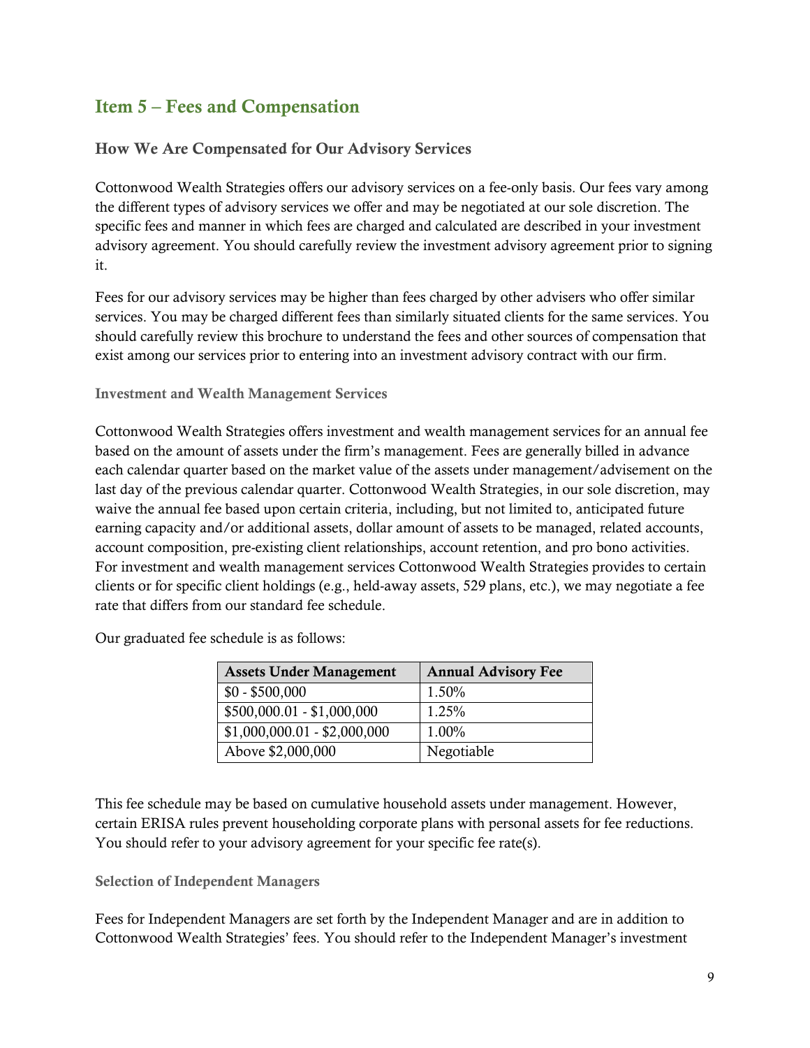## Item 5 – Fees and Compensation

### How We Are Compensated for Our Advisory Services

Cottonwood Wealth Strategies offers our advisory services on a fee-only basis. Our fees vary among the different types of advisory services we offer and may be negotiated at our sole discretion. The specific fees and manner in which fees are charged and calculated are described in your investment advisory agreement. You should carefully review the investment advisory agreement prior to signing it.

Fees for our advisory services may be higher than fees charged by other advisers who offer similar services. You may be charged different fees than similarly situated clients for the same services. You should carefully review this brochure to understand the fees and other sources of compensation that exist among our services prior to entering into an investment advisory contract with our firm.

#### Investment and Wealth Management Services

Cottonwood Wealth Strategies offers investment and wealth management services for an annual fee based on the amount of assets under the firm's management. Fees are generally billed in advance each calendar quarter based on the market value of the assets under management/advisement on the last day of the previous calendar quarter. Cottonwood Wealth Strategies, in our sole discretion, may waive the annual fee based upon certain criteria, including, but not limited to, anticipated future earning capacity and/or additional assets, dollar amount of assets to be managed, related accounts, account composition, pre-existing client relationships, account retention, and pro bono activities. For investment and wealth management services Cottonwood Wealth Strategies provides to certain clients or for specific client holdings (e.g., held-away assets, 529 plans, etc.), we may negotiate a fee rate that differs from our standard fee schedule.

Our graduated fee schedule is as follows:

| Assets Under Management | Annual Advisory Fee |
|---|---|
| $0 - $500,000 | 1.50% |
| $500,000.01 - $1,000,000 | 1.25% |
| $1,000,000.01 - $2,000,000 | 1.00% |
| Above $2,000,000 | Negotiable |

This fee schedule may be based on cumulative household assets under management. However, certain ERISA rules prevent householding corporate plans with personal assets for fee reductions. You should refer to your advisory agreement for your specific fee rate(s).

#### Selection of Independent Managers

Fees for Independent Managers are set forth by the Independent Manager and are in addition to Cottonwood Wealth Strategies' fees. You should refer to the Independent Manager's investment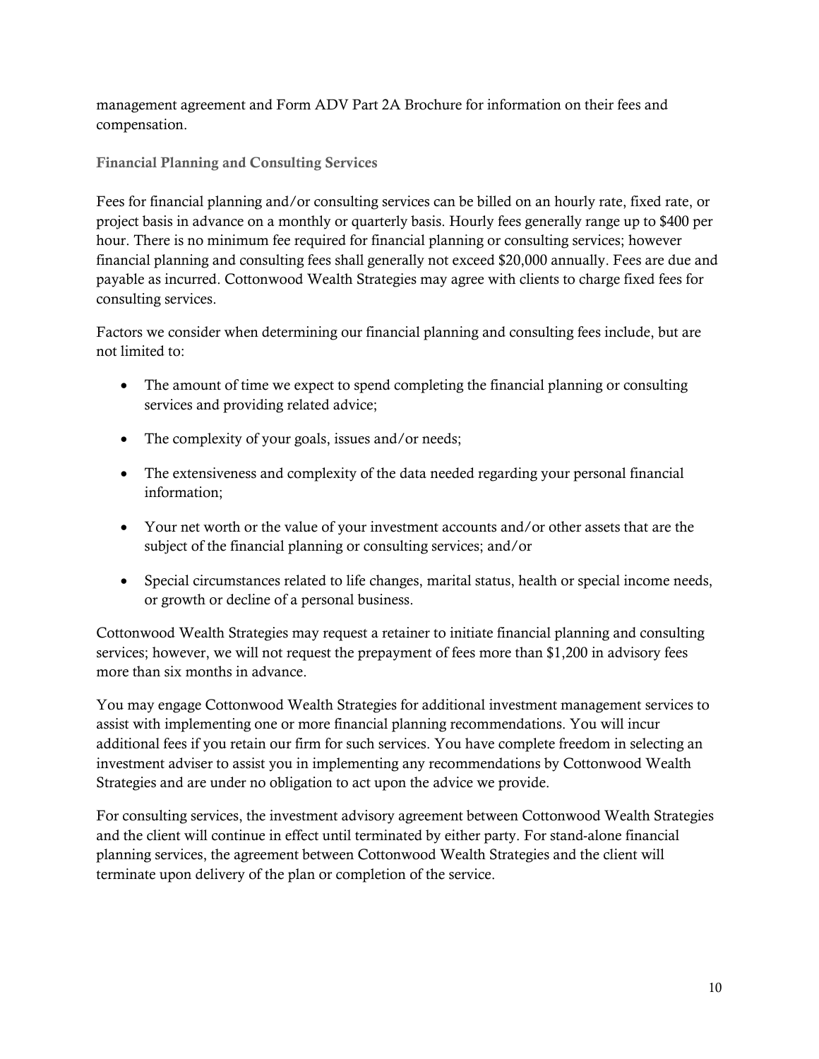management agreement and Form ADV Part 2A Brochure for information on their fees and compensation.

### Financial Planning and Consulting Services

Fees for financial planning and/or consulting services can be billed on an hourly rate, fixed rate, or project basis in advance on a monthly or quarterly basis. Hourly fees generally range up to $400 per hour. There is no minimum fee required for financial planning or consulting services; however financial planning and consulting fees shall generally not exceed $20,000 annually. Fees are due and payable as incurred. Cottonwood Wealth Strategies may agree with clients to charge fixed fees for consulting services.

Factors we consider when determining our financial planning and consulting fees include, but are not limited to:

- The amount of time we expect to spend completing the financial planning or consulting services and providing related advice;
- The complexity of your goals, issues and/or needs;
- The extensiveness and complexity of the data needed regarding your personal financial information;
- Your net worth or the value of your investment accounts and/or other assets that are the subject of the financial planning or consulting services; and/or
- Special circumstances related to life changes, marital status, health or special income needs, or growth or decline of a personal business.

Cottonwood Wealth Strategies may request a retainer to initiate financial planning and consulting services; however, we will not request the prepayment of fees more than $1,200 in advisory fees more than six months in advance.

You may engage Cottonwood Wealth Strategies for additional investment management services to assist with implementing one or more financial planning recommendations. You will incur additional fees if you retain our firm for such services. You have complete freedom in selecting an investment adviser to assist you in implementing any recommendations by Cottonwood Wealth Strategies and are under no obligation to act upon the advice we provide.

For consulting services, the investment advisory agreement between Cottonwood Wealth Strategies and the client will continue in effect until terminated by either party. For stand-alone financial planning services, the agreement between Cottonwood Wealth Strategies and the client will terminate upon delivery of the plan or completion of the service.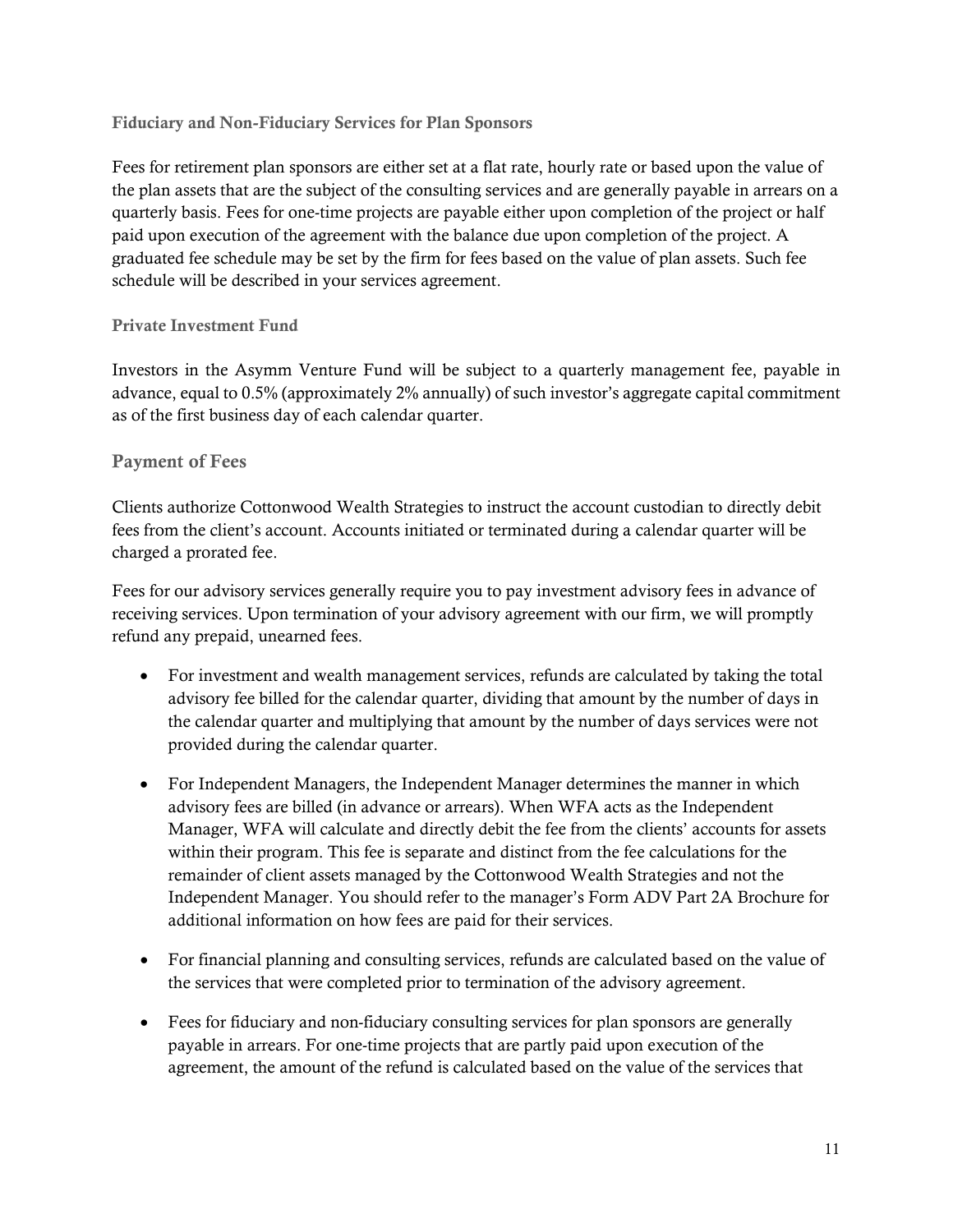### Fiduciary and Non-Fiduciary Services for Plan Sponsors

Fees for retirement plan sponsors are either set at a flat rate, hourly rate or based upon the value of the plan assets that are the subject of the consulting services and are generally payable in arrears on a quarterly basis. Fees for one-time projects are payable either upon completion of the project or half paid upon execution of the agreement with the balance due upon completion of the project. A graduated fee schedule may be set by the firm for fees based on the value of plan assets. Such fee schedule will be described in your services agreement.

### Private Investment Fund

Investors in the Asymm Venture Fund will be subject to a quarterly management fee, payable in advance, equal to 0.5% (approximately 2% annually) of such investor's aggregate capital commitment as of the first business day of each calendar quarter.

## Payment of Fees

Clients authorize Cottonwood Wealth Strategies to instruct the account custodian to directly debit fees from the client's account. Accounts initiated or terminated during a calendar quarter will be charged a prorated fee.

Fees for our advisory services generally require you to pay investment advisory fees in advance of receiving services. Upon termination of your advisory agreement with our firm, we will promptly refund any prepaid, unearned fees.

- For investment and wealth management services, refunds are calculated by taking the total advisory fee billed for the calendar quarter, dividing that amount by the number of days in the calendar quarter and multiplying that amount by the number of days services were not provided during the calendar quarter.
- For Independent Managers, the Independent Manager determines the manner in which advisory fees are billed (in advance or arrears). When WFA acts as the Independent Manager, WFA will calculate and directly debit the fee from the clients' accounts for assets within their program. This fee is separate and distinct from the fee calculations for the remainder of client assets managed by the Cottonwood Wealth Strategies and not the Independent Manager. You should refer to the manager's Form ADV Part 2A Brochure for additional information on how fees are paid for their services.
- For financial planning and consulting services, refunds are calculated based on the value of the services that were completed prior to termination of the advisory agreement.
- Fees for fiduciary and non-fiduciary consulting services for plan sponsors are generally payable in arrears. For one-time projects that are partly paid upon execution of the agreement, the amount of the refund is calculated based on the value of the services that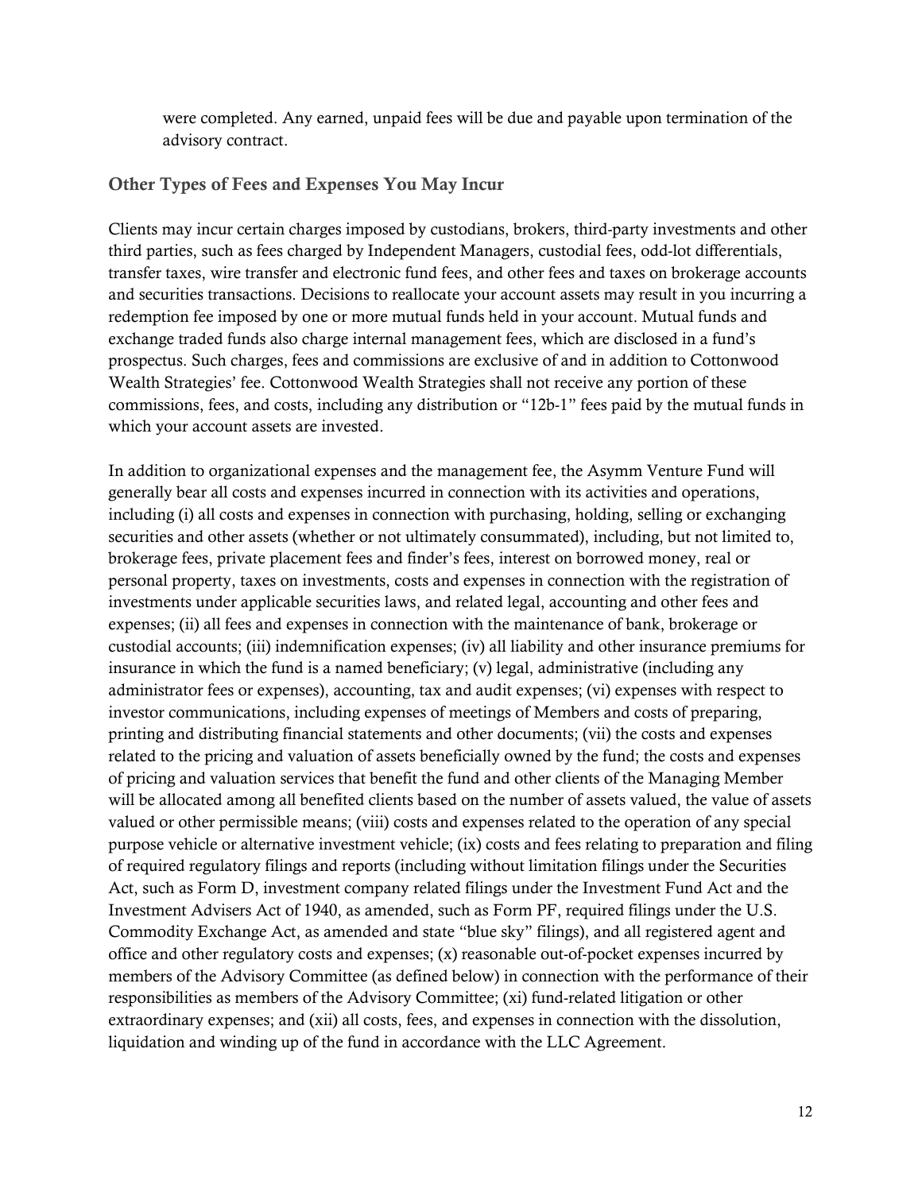were completed. Any earned, unpaid fees will be due and payable upon termination of the advisory contract.

### Other Types of Fees and Expenses You May Incur

Clients may incur certain charges imposed by custodians, brokers, third-party investments and other third parties, such as fees charged by Independent Managers, custodial fees, odd-lot differentials, transfer taxes, wire transfer and electronic fund fees, and other fees and taxes on brokerage accounts and securities transactions. Decisions to reallocate your account assets may result in you incurring a redemption fee imposed by one or more mutual funds held in your account. Mutual funds and exchange traded funds also charge internal management fees, which are disclosed in a fund's prospectus. Such charges, fees and commissions are exclusive of and in addition to Cottonwood Wealth Strategies' fee. Cottonwood Wealth Strategies shall not receive any portion of these commissions, fees, and costs, including any distribution or "12b-1" fees paid by the mutual funds in which your account assets are invested.

In addition to organizational expenses and the management fee, the Asymm Venture Fund will generally bear all costs and expenses incurred in connection with its activities and operations, including (i) all costs and expenses in connection with purchasing, holding, selling or exchanging securities and other assets (whether or not ultimately consummated), including, but not limited to, brokerage fees, private placement fees and finder's fees, interest on borrowed money, real or personal property, taxes on investments, costs and expenses in connection with the registration of investments under applicable securities laws, and related legal, accounting and other fees and expenses; (ii) all fees and expenses in connection with the maintenance of bank, brokerage or custodial accounts; (iii) indemnification expenses; (iv) all liability and other insurance premiums for insurance in which the fund is a named beneficiary; (v) legal, administrative (including any administrator fees or expenses), accounting, tax and audit expenses; (vi) expenses with respect to investor communications, including expenses of meetings of Members and costs of preparing, printing and distributing financial statements and other documents; (vii) the costs and expenses related to the pricing and valuation of assets beneficially owned by the fund; the costs and expenses of pricing and valuation services that benefit the fund and other clients of the Managing Member will be allocated among all benefited clients based on the number of assets valued, the value of assets valued or other permissible means; (viii) costs and expenses related to the operation of any special purpose vehicle or alternative investment vehicle; (ix) costs and fees relating to preparation and filing of required regulatory filings and reports (including without limitation filings under the Securities Act, such as Form D, investment company related filings under the Investment Fund Act and the Investment Advisers Act of 1940, as amended, such as Form PF, required filings under the U.S. Commodity Exchange Act, as amended and state "blue sky" filings), and all registered agent and office and other regulatory costs and expenses; (x) reasonable out-of-pocket expenses incurred by members of the Advisory Committee (as defined below) in connection with the performance of their responsibilities as members of the Advisory Committee; (xi) fund-related litigation or other extraordinary expenses; and (xii) all costs, fees, and expenses in connection with the dissolution, liquidation and winding up of the fund in accordance with the LLC Agreement.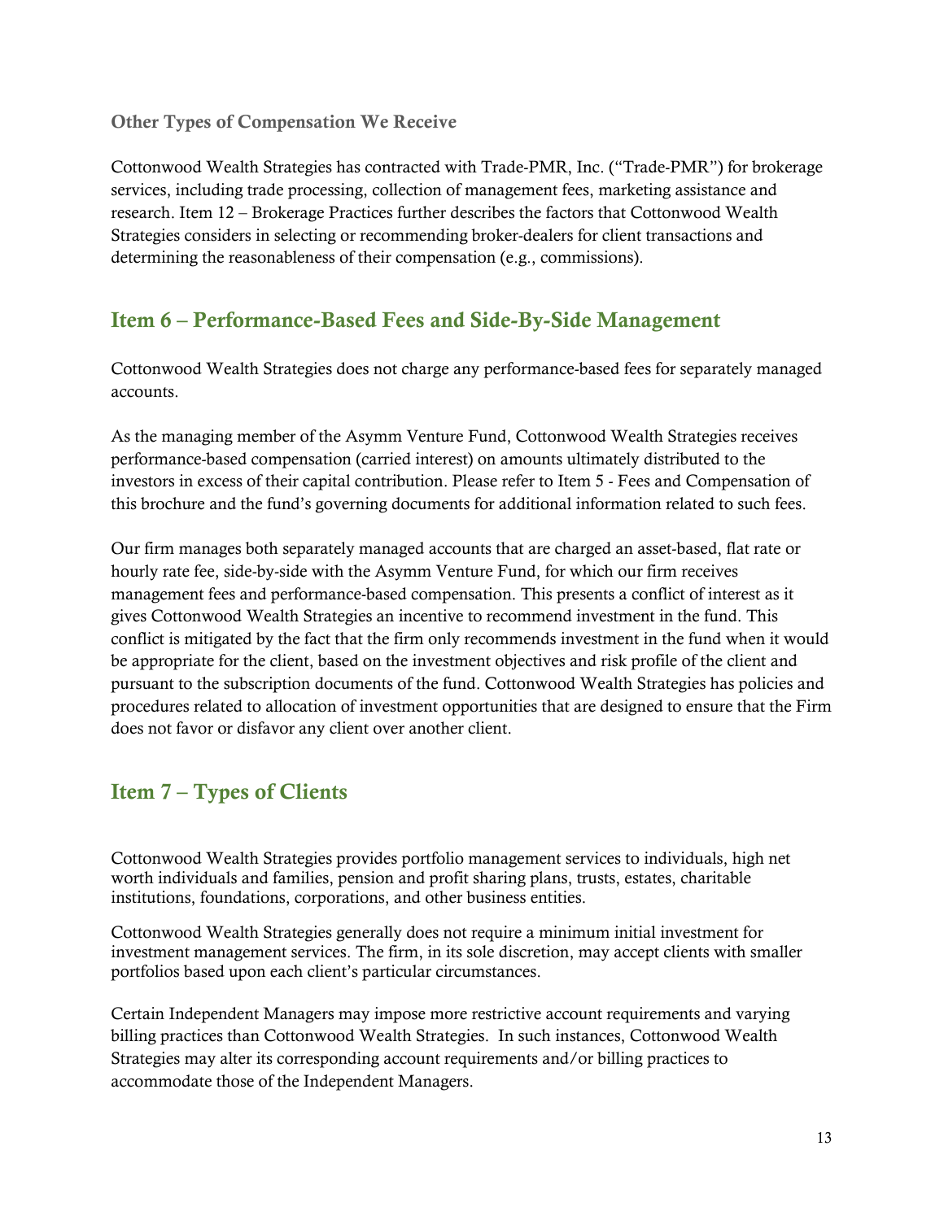### Other Types of Compensation We Receive

Cottonwood Wealth Strategies has contracted with Trade-PMR, Inc. ("Trade-PMR") for brokerage services, including trade processing, collection of management fees, marketing assistance and research. Item 12 – Brokerage Practices further describes the factors that Cottonwood Wealth Strategies considers in selecting or recommending broker-dealers for client transactions and determining the reasonableness of their compensation (e.g., commissions).

## Item 6 – Performance-Based Fees and Side-By-Side Management

Cottonwood Wealth Strategies does not charge any performance-based fees for separately managed accounts.

As the managing member of the Asymm Venture Fund, Cottonwood Wealth Strategies receives performance-based compensation (carried interest) on amounts ultimately distributed to the investors in excess of their capital contribution. Please refer to Item 5 - Fees and Compensation of this brochure and the fund's governing documents for additional information related to such fees.

Our firm manages both separately managed accounts that are charged an asset-based, flat rate or hourly rate fee, side-by-side with the Asymm Venture Fund, for which our firm receives management fees and performance-based compensation. This presents a conflict of interest as it gives Cottonwood Wealth Strategies an incentive to recommend investment in the fund. This conflict is mitigated by the fact that the firm only recommends investment in the fund when it would be appropriate for the client, based on the investment objectives and risk profile of the client and pursuant to the subscription documents of the fund. Cottonwood Wealth Strategies has policies and procedures related to allocation of investment opportunities that are designed to ensure that the Firm does not favor or disfavor any client over another client.

## Item 7 – Types of Clients

Cottonwood Wealth Strategies provides portfolio management services to individuals, high net worth individuals and families, pension and profit sharing plans, trusts, estates, charitable institutions, foundations, corporations, and other business entities.

Cottonwood Wealth Strategies generally does not require a minimum initial investment for investment management services. The firm, in its sole discretion, may accept clients with smaller portfolios based upon each client's particular circumstances.

Certain Independent Managers may impose more restrictive account requirements and varying billing practices than Cottonwood Wealth Strategies. In such instances, Cottonwood Wealth Strategies may alter its corresponding account requirements and/or billing practices to accommodate those of the Independent Managers.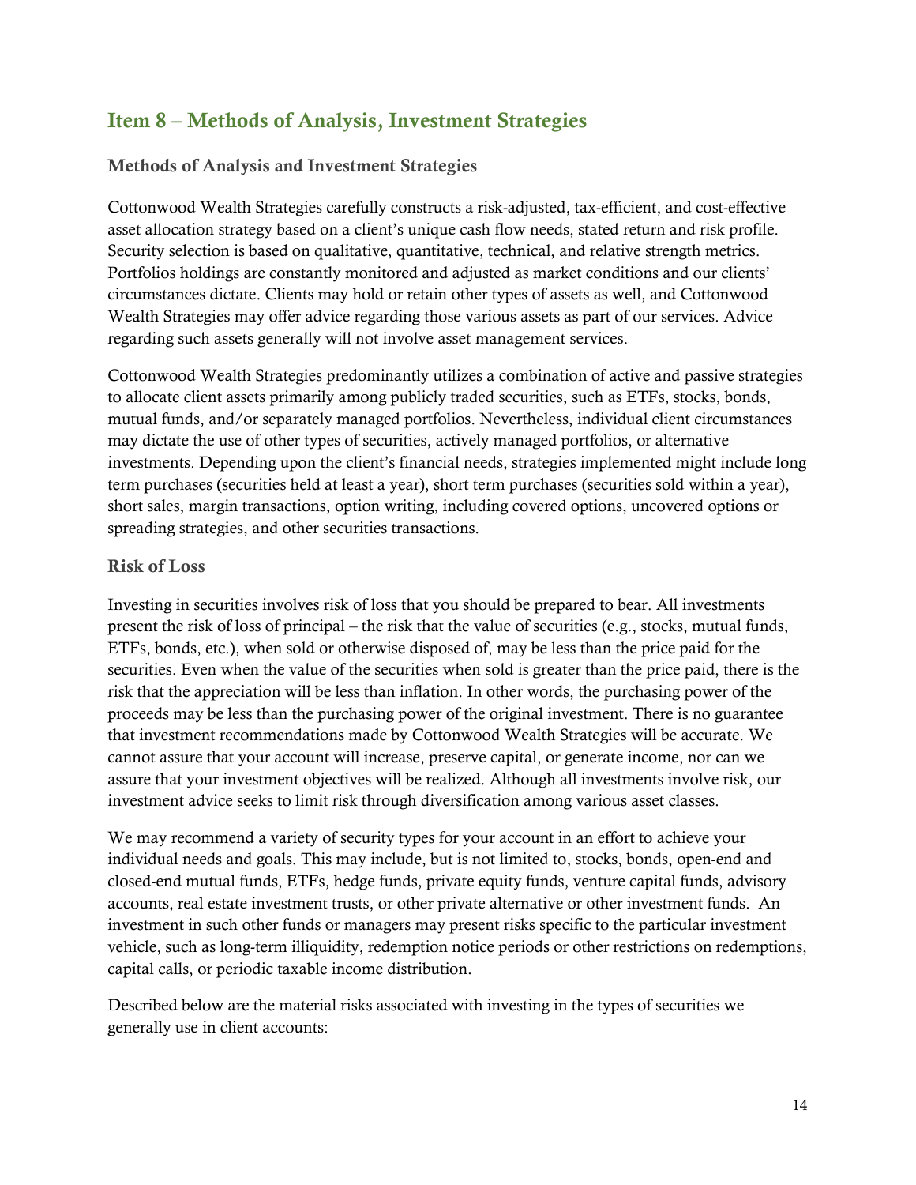## Item 8 – Methods of Analysis, Investment Strategies

### Methods of Analysis and Investment Strategies

Cottonwood Wealth Strategies carefully constructs a risk-adjusted, tax-efficient, and cost-effective asset allocation strategy based on a client's unique cash flow needs, stated return and risk profile. Security selection is based on qualitative, quantitative, technical, and relative strength metrics. Portfolios holdings are constantly monitored and adjusted as market conditions and our clients' circumstances dictate. Clients may hold or retain other types of assets as well, and Cottonwood Wealth Strategies may offer advice regarding those various assets as part of our services. Advice regarding such assets generally will not involve asset management services.

Cottonwood Wealth Strategies predominantly utilizes a combination of active and passive strategies to allocate client assets primarily among publicly traded securities, such as ETFs, stocks, bonds, mutual funds, and/or separately managed portfolios. Nevertheless, individual client circumstances may dictate the use of other types of securities, actively managed portfolios, or alternative investments. Depending upon the client's financial needs, strategies implemented might include long term purchases (securities held at least a year), short term purchases (securities sold within a year), short sales, margin transactions, option writing, including covered options, uncovered options or spreading strategies, and other securities transactions.

### Risk of Loss

Investing in securities involves risk of loss that you should be prepared to bear. All investments present the risk of loss of principal – the risk that the value of securities (e.g., stocks, mutual funds, ETFs, bonds, etc.), when sold or otherwise disposed of, may be less than the price paid for the securities. Even when the value of the securities when sold is greater than the price paid, there is the risk that the appreciation will be less than inflation. In other words, the purchasing power of the proceeds may be less than the purchasing power of the original investment. There is no guarantee that investment recommendations made by Cottonwood Wealth Strategies will be accurate. We cannot assure that your account will increase, preserve capital, or generate income, nor can we assure that your investment objectives will be realized. Although all investments involve risk, our investment advice seeks to limit risk through diversification among various asset classes.

We may recommend a variety of security types for your account in an effort to achieve your individual needs and goals. This may include, but is not limited to, stocks, bonds, open-end and closed-end mutual funds, ETFs, hedge funds, private equity funds, venture capital funds, advisory accounts, real estate investment trusts, or other private alternative or other investment funds. An investment in such other funds or managers may present risks specific to the particular investment vehicle, such as long-term illiquidity, redemption notice periods or other restrictions on redemptions, capital calls, or periodic taxable income distribution.

Described below are the material risks associated with investing in the types of securities we generally use in client accounts: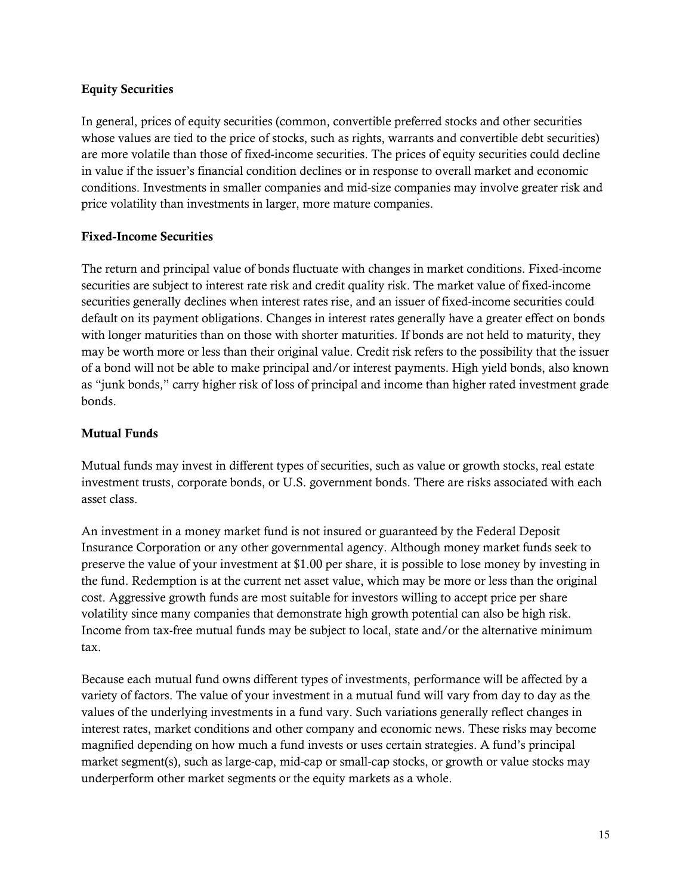**Equity Securities**

In general, prices of equity securities (common, convertible preferred stocks and other securities whose values are tied to the price of stocks, such as rights, warrants and convertible debt securities) are more volatile than those of fixed-income securities. The prices of equity securities could decline in value if the issuer's financial condition declines or in response to overall market and economic conditions. Investments in smaller companies and mid-size companies may involve greater risk and price volatility than investments in larger, more mature companies.

**Fixed-Income Securities**

The return and principal value of bonds fluctuate with changes in market conditions. Fixed-income securities are subject to interest rate risk and credit quality risk. The market value of fixed-income securities generally declines when interest rates rise, and an issuer of fixed-income securities could default on its payment obligations. Changes in interest rates generally have a greater effect on bonds with longer maturities than on those with shorter maturities. If bonds are not held to maturity, they may be worth more or less than their original value. Credit risk refers to the possibility that the issuer of a bond will not be able to make principal and/or interest payments. High yield bonds, also known as "junk bonds," carry higher risk of loss of principal and income than higher rated investment grade bonds.

**Mutual Funds**

Mutual funds may invest in different types of securities, such as value or growth stocks, real estate investment trusts, corporate bonds, or U.S. government bonds. There are risks associated with each asset class.

An investment in a money market fund is not insured or guaranteed by the Federal Deposit Insurance Corporation or any other governmental agency. Although money market funds seek to preserve the value of your investment at $1.00 per share, it is possible to lose money by investing in the fund. Redemption is at the current net asset value, which may be more or less than the original cost. Aggressive growth funds are most suitable for investors willing to accept price per share volatility since many companies that demonstrate high growth potential can also be high risk. Income from tax-free mutual funds may be subject to local, state and/or the alternative minimum tax.

Because each mutual fund owns different types of investments, performance will be affected by a variety of factors. The value of your investment in a mutual fund will vary from day to day as the values of the underlying investments in a fund vary. Such variations generally reflect changes in interest rates, market conditions and other company and economic news. These risks may become magnified depending on how much a fund invests or uses certain strategies. A fund's principal market segment(s), such as large-cap, mid-cap or small-cap stocks, or growth or value stocks may underperform other market segments or the equity markets as a whole.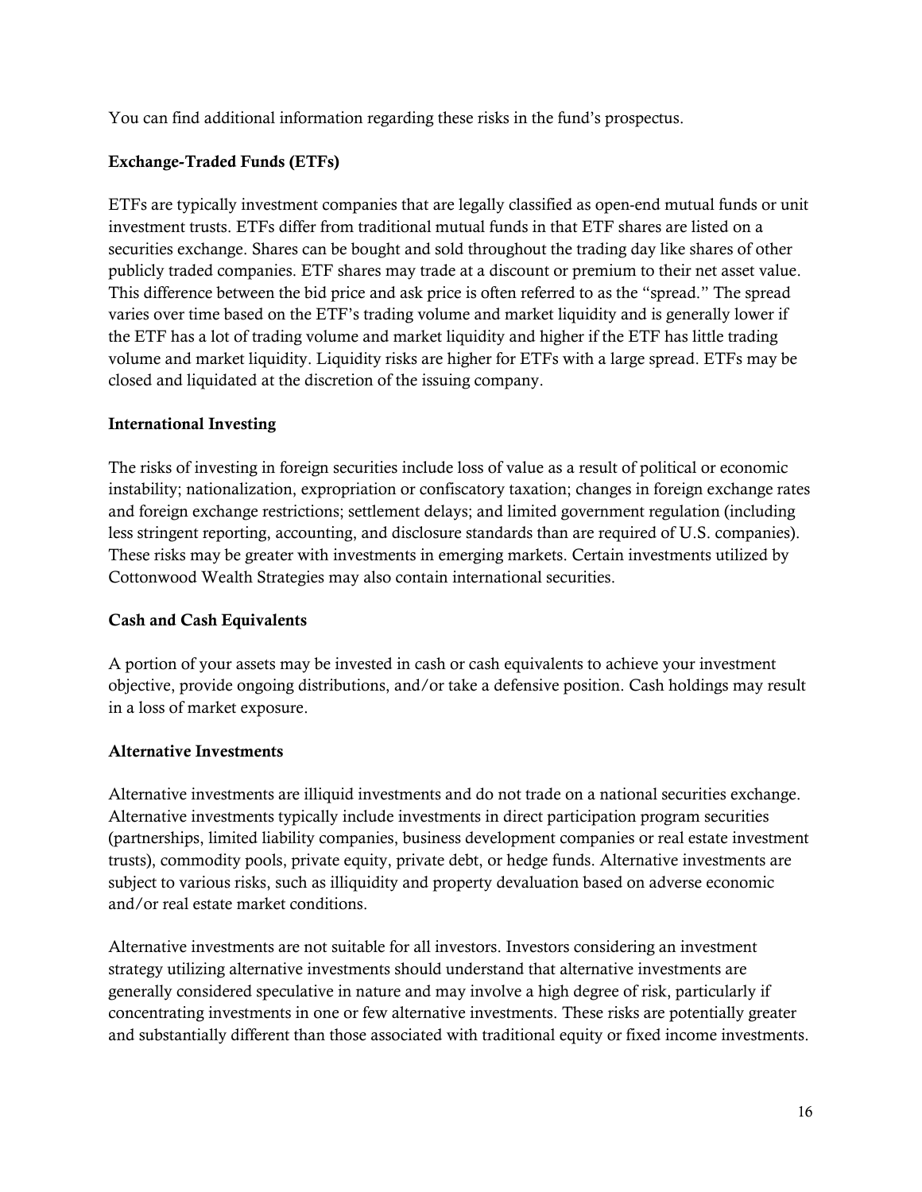You can find additional information regarding these risks in the fund's prospectus.

**Exchange-Traded Funds (ETFs)**

ETFs are typically investment companies that are legally classified as open-end mutual funds or unit investment trusts. ETFs differ from traditional mutual funds in that ETF shares are listed on a securities exchange. Shares can be bought and sold throughout the trading day like shares of other publicly traded companies. ETF shares may trade at a discount or premium to their net asset value. This difference between the bid price and ask price is often referred to as the "spread." The spread varies over time based on the ETF's trading volume and market liquidity and is generally lower if the ETF has a lot of trading volume and market liquidity and higher if the ETF has little trading volume and market liquidity. Liquidity risks are higher for ETFs with a large spread. ETFs may be closed and liquidated at the discretion of the issuing company.

**International Investing**

The risks of investing in foreign securities include loss of value as a result of political or economic instability; nationalization, expropriation or confiscatory taxation; changes in foreign exchange rates and foreign exchange restrictions; settlement delays; and limited government regulation (including less stringent reporting, accounting, and disclosure standards than are required of U.S. companies). These risks may be greater with investments in emerging markets. Certain investments utilized by Cottonwood Wealth Strategies may also contain international securities.

**Cash and Cash Equivalents**

A portion of your assets may be invested in cash or cash equivalents to achieve your investment objective, provide ongoing distributions, and/or take a defensive position. Cash holdings may result in a loss of market exposure.

**Alternative Investments**

Alternative investments are illiquid investments and do not trade on a national securities exchange. Alternative investments typically include investments in direct participation program securities (partnerships, limited liability companies, business development companies or real estate investment trusts), commodity pools, private equity, private debt, or hedge funds. Alternative investments are subject to various risks, such as illiquidity and property devaluation based on adverse economic and/or real estate market conditions.

Alternative investments are not suitable for all investors. Investors considering an investment strategy utilizing alternative investments should understand that alternative investments are generally considered speculative in nature and may involve a high degree of risk, particularly if concentrating investments in one or few alternative investments. These risks are potentially greater and substantially different than those associated with traditional equity or fixed income investments.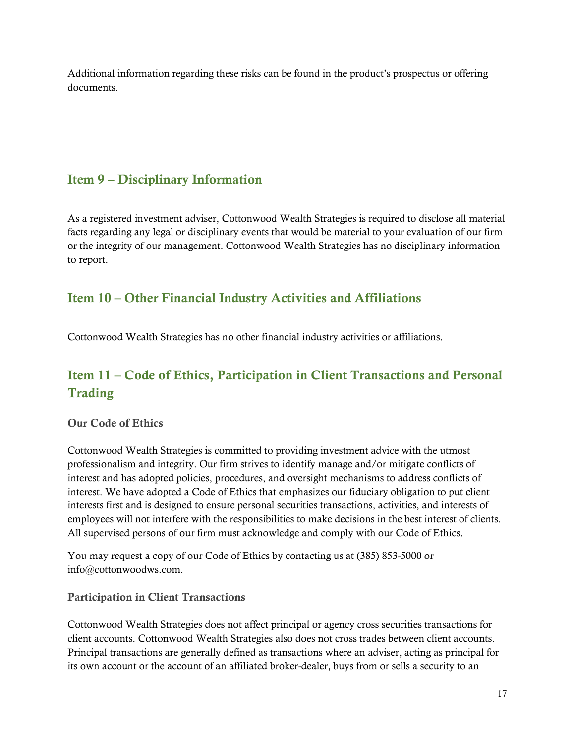Additional information regarding these risks can be found in the product's prospectus or offering documents.

## Item 9 – Disciplinary Information

As a registered investment adviser, Cottonwood Wealth Strategies is required to disclose all material facts regarding any legal or disciplinary events that would be material to your evaluation of our firm or the integrity of our management. Cottonwood Wealth Strategies has no disciplinary information to report.

## Item 10 – Other Financial Industry Activities and Affiliations

Cottonwood Wealth Strategies has no other financial industry activities or affiliations.

## Item 11 – Code of Ethics, Participation in Client Transactions and Personal Trading

### Our Code of Ethics

Cottonwood Wealth Strategies is committed to providing investment advice with the utmost professionalism and integrity. Our firm strives to identify manage and/or mitigate conflicts of interest and has adopted policies, procedures, and oversight mechanisms to address conflicts of interest. We have adopted a Code of Ethics that emphasizes our fiduciary obligation to put client interests first and is designed to ensure personal securities transactions, activities, and interests of employees will not interfere with the responsibilities to make decisions in the best interest of clients. All supervised persons of our firm must acknowledge and comply with our Code of Ethics.

You may request a copy of our Code of Ethics by contacting us at (385) 853-5000 or info@cottonwoodws.com.

### Participation in Client Transactions

Cottonwood Wealth Strategies does not affect principal or agency cross securities transactions for client accounts. Cottonwood Wealth Strategies also does not cross trades between client accounts. Principal transactions are generally defined as transactions where an adviser, acting as principal for its own account or the account of an affiliated broker-dealer, buys from or sells a security to an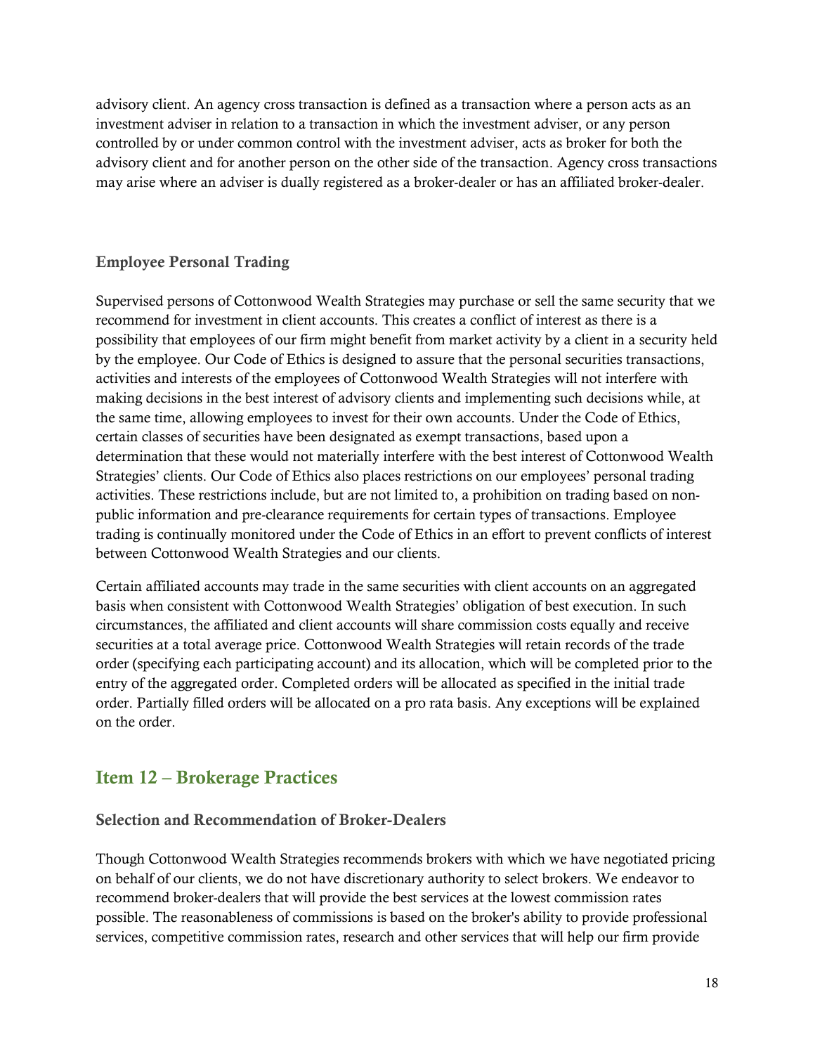advisory client. An agency cross transaction is defined as a transaction where a person acts as an investment adviser in relation to a transaction in which the investment adviser, or any person controlled by or under common control with the investment adviser, acts as broker for both the advisory client and for another person on the other side of the transaction. Agency cross transactions may arise where an adviser is dually registered as a broker-dealer or has an affiliated broker-dealer.

### Employee Personal Trading

Supervised persons of Cottonwood Wealth Strategies may purchase or sell the same security that we recommend for investment in client accounts. This creates a conflict of interest as there is a possibility that employees of our firm might benefit from market activity by a client in a security held by the employee. Our Code of Ethics is designed to assure that the personal securities transactions, activities and interests of the employees of Cottonwood Wealth Strategies will not interfere with making decisions in the best interest of advisory clients and implementing such decisions while, at the same time, allowing employees to invest for their own accounts. Under the Code of Ethics, certain classes of securities have been designated as exempt transactions, based upon a determination that these would not materially interfere with the best interest of Cottonwood Wealth Strategies' clients. Our Code of Ethics also places restrictions on our employees' personal trading activities. These restrictions include, but are not limited to, a prohibition on trading based on non-public information and pre-clearance requirements for certain types of transactions. Employee trading is continually monitored under the Code of Ethics in an effort to prevent conflicts of interest between Cottonwood Wealth Strategies and our clients.

Certain affiliated accounts may trade in the same securities with client accounts on an aggregated basis when consistent with Cottonwood Wealth Strategies' obligation of best execution. In such circumstances, the affiliated and client accounts will share commission costs equally and receive securities at a total average price. Cottonwood Wealth Strategies will retain records of the trade order (specifying each participating account) and its allocation, which will be completed prior to the entry of the aggregated order. Completed orders will be allocated as specified in the initial trade order. Partially filled orders will be allocated on a pro rata basis. Any exceptions will be explained on the order.

## Item 12 – Brokerage Practices

### Selection and Recommendation of Broker-Dealers

Though Cottonwood Wealth Strategies recommends brokers with which we have negotiated pricing on behalf of our clients, we do not have discretionary authority to select brokers. We endeavor to recommend broker-dealers that will provide the best services at the lowest commission rates possible. The reasonableness of commissions is based on the broker's ability to provide professional services, competitive commission rates, research and other services that will help our firm provide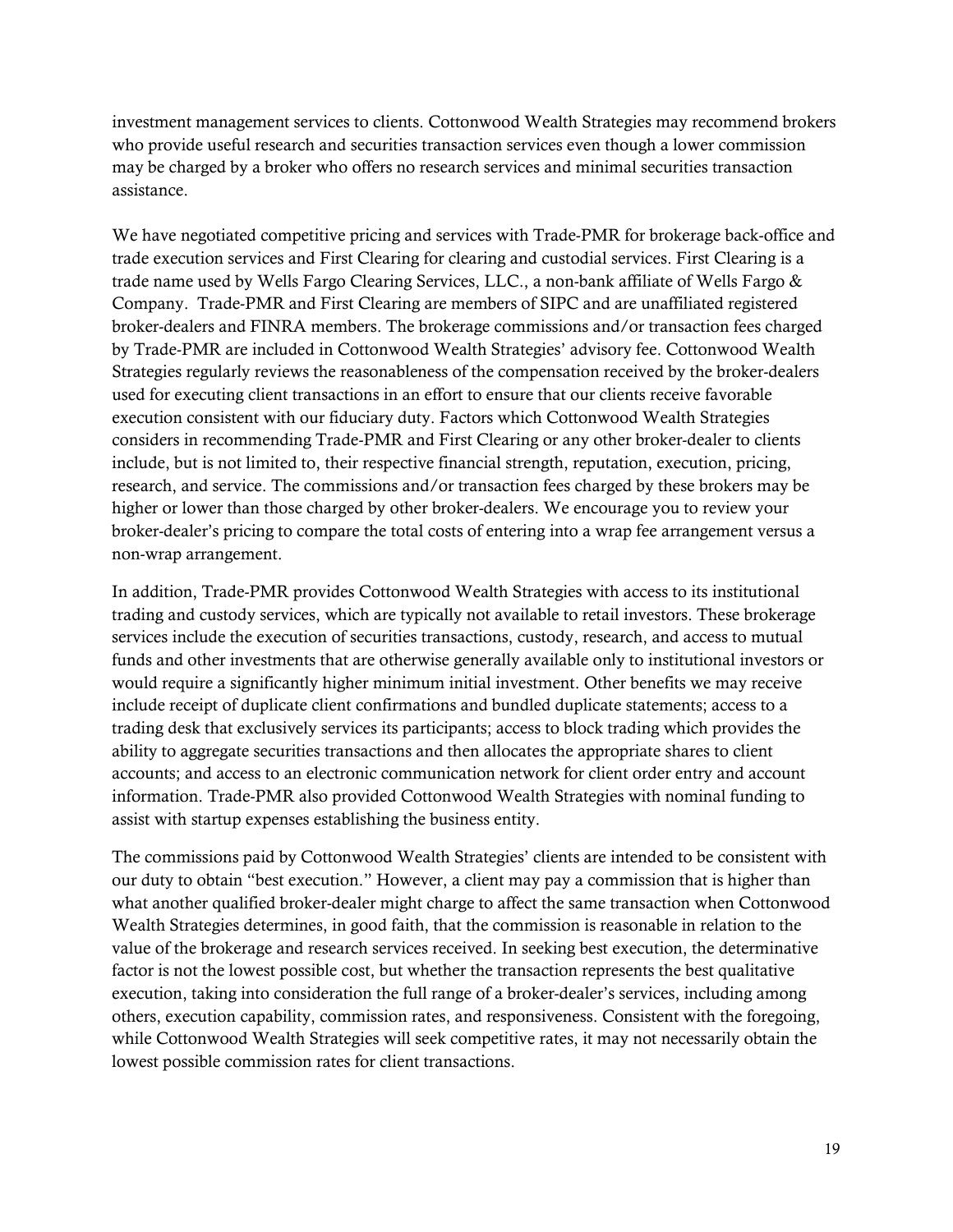investment management services to clients. Cottonwood Wealth Strategies may recommend brokers who provide useful research and securities transaction services even though a lower commission may be charged by a broker who offers no research services and minimal securities transaction assistance.

We have negotiated competitive pricing and services with Trade-PMR for brokerage back-office and trade execution services and First Clearing for clearing and custodial services. First Clearing is a trade name used by Wells Fargo Clearing Services, LLC., a non-bank affiliate of Wells Fargo & Company. Trade-PMR and First Clearing are members of SIPC and are unaffiliated registered broker-dealers and FINRA members. The brokerage commissions and/or transaction fees charged by Trade-PMR are included in Cottonwood Wealth Strategies' advisory fee. Cottonwood Wealth Strategies regularly reviews the reasonableness of the compensation received by the broker-dealers used for executing client transactions in an effort to ensure that our clients receive favorable execution consistent with our fiduciary duty. Factors which Cottonwood Wealth Strategies considers in recommending Trade-PMR and First Clearing or any other broker-dealer to clients include, but is not limited to, their respective financial strength, reputation, execution, pricing, research, and service. The commissions and/or transaction fees charged by these brokers may be higher or lower than those charged by other broker-dealers. We encourage you to review your broker-dealer's pricing to compare the total costs of entering into a wrap fee arrangement versus a non-wrap arrangement.

In addition, Trade-PMR provides Cottonwood Wealth Strategies with access to its institutional trading and custody services, which are typically not available to retail investors. These brokerage services include the execution of securities transactions, custody, research, and access to mutual funds and other investments that are otherwise generally available only to institutional investors or would require a significantly higher minimum initial investment. Other benefits we may receive include receipt of duplicate client confirmations and bundled duplicate statements; access to a trading desk that exclusively services its participants; access to block trading which provides the ability to aggregate securities transactions and then allocates the appropriate shares to client accounts; and access to an electronic communication network for client order entry and account information. Trade-PMR also provided Cottonwood Wealth Strategies with nominal funding to assist with startup expenses establishing the business entity.

The commissions paid by Cottonwood Wealth Strategies' clients are intended to be consistent with our duty to obtain "best execution." However, a client may pay a commission that is higher than what another qualified broker-dealer might charge to affect the same transaction when Cottonwood Wealth Strategies determines, in good faith, that the commission is reasonable in relation to the value of the brokerage and research services received. In seeking best execution, the determinative factor is not the lowest possible cost, but whether the transaction represents the best qualitative execution, taking into consideration the full range of a broker-dealer's services, including among others, execution capability, commission rates, and responsiveness. Consistent with the foregoing, while Cottonwood Wealth Strategies will seek competitive rates, it may not necessarily obtain the lowest possible commission rates for client transactions.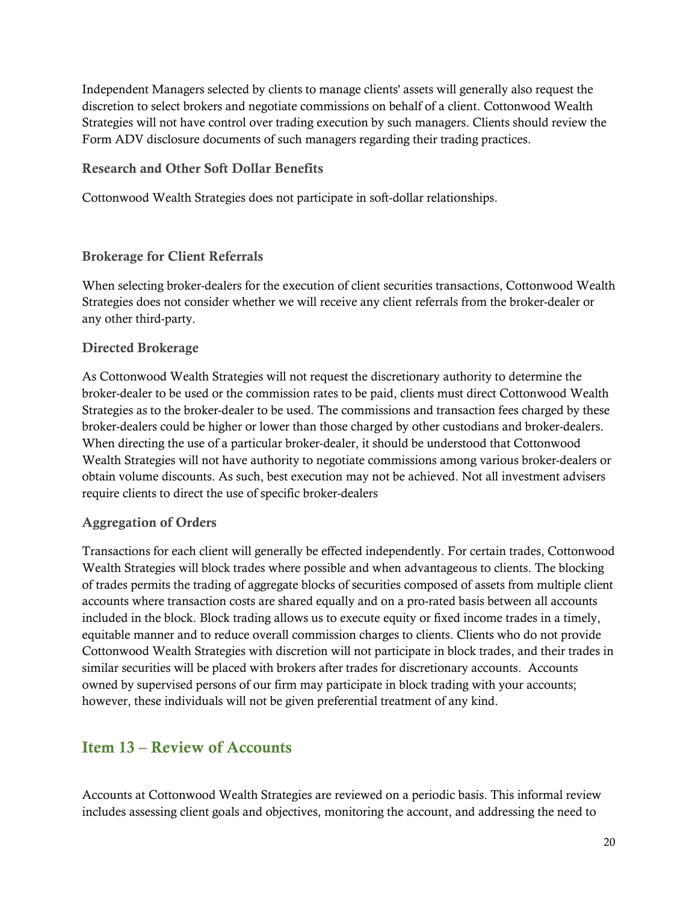Independent Managers selected by clients to manage clients' assets will generally also request the discretion to select brokers and negotiate commissions on behalf of a client. Cottonwood Wealth Strategies will not have control over trading execution by such managers. Clients should review the Form ADV disclosure documents of such managers regarding their trading practices.

### Research and Other Soft Dollar Benefits

Cottonwood Wealth Strategies does not participate in soft-dollar relationships.

### Brokerage for Client Referrals

When selecting broker-dealers for the execution of client securities transactions, Cottonwood Wealth Strategies does not consider whether we will receive any client referrals from the broker-dealer or any other third-party.

### Directed Brokerage

As Cottonwood Wealth Strategies will not request the discretionary authority to determine the broker-dealer to be used or the commission rates to be paid, clients must direct Cottonwood Wealth Strategies as to the broker-dealer to be used. The commissions and transaction fees charged by these broker-dealers could be higher or lower than those charged by other custodians and broker-dealers. When directing the use of a particular broker-dealer, it should be understood that Cottonwood Wealth Strategies will not have authority to negotiate commissions among various broker-dealers or obtain volume discounts. As such, best execution may not be achieved. Not all investment advisers require clients to direct the use of specific broker-dealers

### Aggregation of Orders

Transactions for each client will generally be effected independently. For certain trades, Cottonwood Wealth Strategies will block trades where possible and when advantageous to clients. The blocking of trades permits the trading of aggregate blocks of securities composed of assets from multiple client accounts where transaction costs are shared equally and on a pro-rated basis between all accounts included in the block. Block trading allows us to execute equity or fixed income trades in a timely, equitable manner and to reduce overall commission charges to clients. Clients who do not provide Cottonwood Wealth Strategies with discretion will not participate in block trades, and their trades in similar securities will be placed with brokers after trades for discretionary accounts. Accounts owned by supervised persons of our firm may participate in block trading with your accounts; however, these individuals will not be given preferential treatment of any kind.

## Item 13 – Review of Accounts

Accounts at Cottonwood Wealth Strategies are reviewed on a periodic basis. This informal review includes assessing client goals and objectives, monitoring the account, and addressing the need to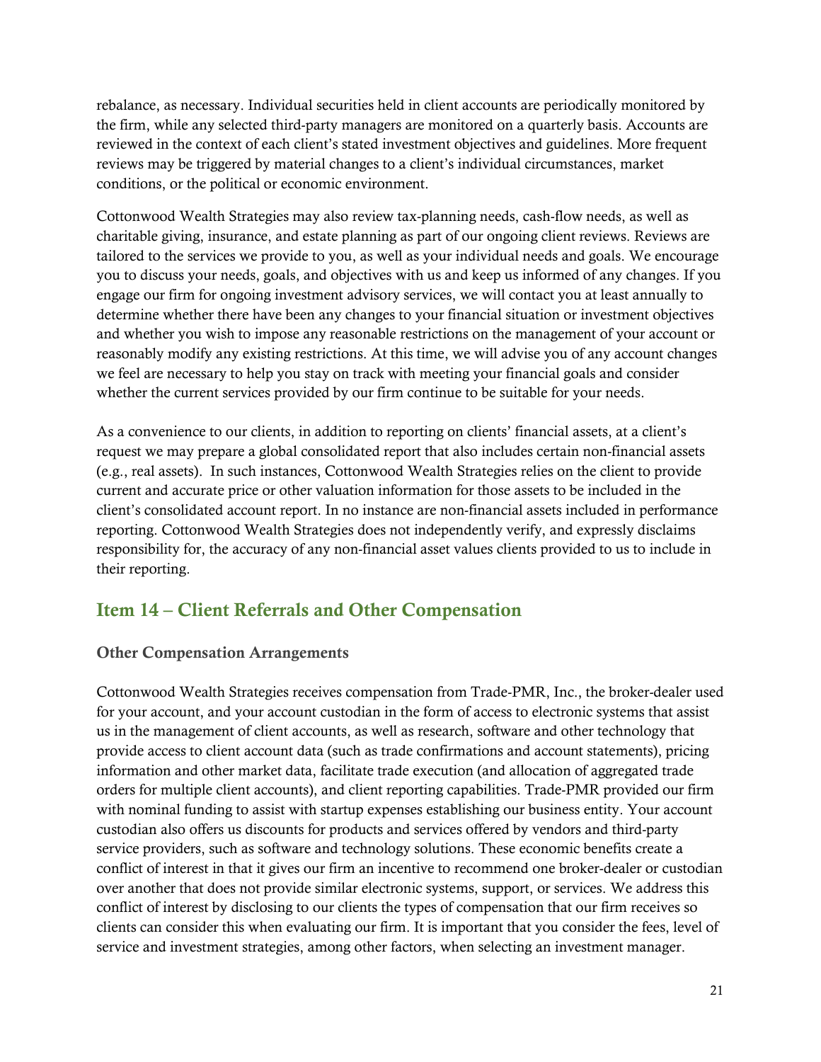rebalance, as necessary. Individual securities held in client accounts are periodically monitored by the firm, while any selected third-party managers are monitored on a quarterly basis. Accounts are reviewed in the context of each client's stated investment objectives and guidelines. More frequent reviews may be triggered by material changes to a client's individual circumstances, market conditions, or the political or economic environment.

Cottonwood Wealth Strategies may also review tax-planning needs, cash-flow needs, as well as charitable giving, insurance, and estate planning as part of our ongoing client reviews. Reviews are tailored to the services we provide to you, as well as your individual needs and goals. We encourage you to discuss your needs, goals, and objectives with us and keep us informed of any changes. If you engage our firm for ongoing investment advisory services, we will contact you at least annually to determine whether there have been any changes to your financial situation or investment objectives and whether you wish to impose any reasonable restrictions on the management of your account or reasonably modify any existing restrictions. At this time, we will advise you of any account changes we feel are necessary to help you stay on track with meeting your financial goals and consider whether the current services provided by our firm continue to be suitable for your needs.

As a convenience to our clients, in addition to reporting on clients' financial assets, at a client's request we may prepare a global consolidated report that also includes certain non-financial assets (e.g., real assets). In such instances, Cottonwood Wealth Strategies relies on the client to provide current and accurate price or other valuation information for those assets to be included in the client's consolidated account report. In no instance are non-financial assets included in performance reporting. Cottonwood Wealth Strategies does not independently verify, and expressly disclaims responsibility for, the accuracy of any non-financial asset values clients provided to us to include in their reporting.

## Item 14 – Client Referrals and Other Compensation

### Other Compensation Arrangements

Cottonwood Wealth Strategies receives compensation from Trade-PMR, Inc., the broker-dealer used for your account, and your account custodian in the form of access to electronic systems that assist us in the management of client accounts, as well as research, software and other technology that provide access to client account data (such as trade confirmations and account statements), pricing information and other market data, facilitate trade execution (and allocation of aggregated trade orders for multiple client accounts), and client reporting capabilities. Trade-PMR provided our firm with nominal funding to assist with startup expenses establishing our business entity. Your account custodian also offers us discounts for products and services offered by vendors and third-party service providers, such as software and technology solutions. These economic benefits create a conflict of interest in that it gives our firm an incentive to recommend one broker-dealer or custodian over another that does not provide similar electronic systems, support, or services. We address this conflict of interest by disclosing to our clients the types of compensation that our firm receives so clients can consider this when evaluating our firm. It is important that you consider the fees, level of service and investment strategies, among other factors, when selecting an investment manager.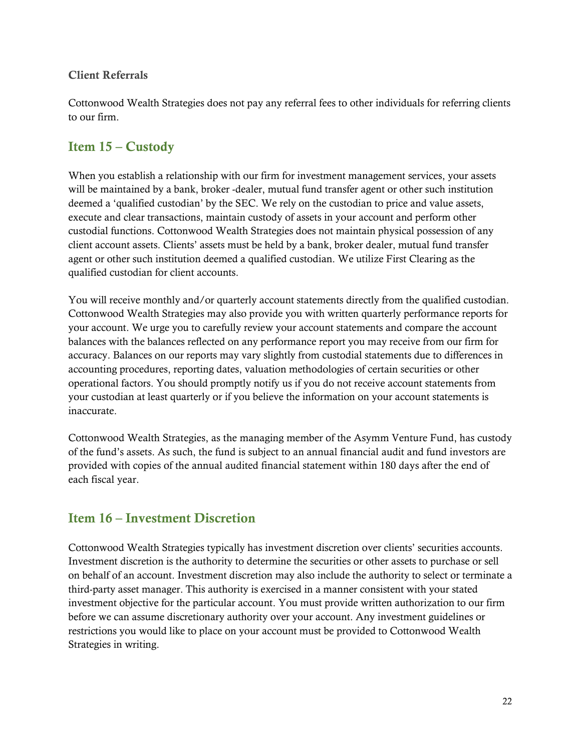### Client Referrals

Cottonwood Wealth Strategies does not pay any referral fees to other individuals for referring clients to our firm.

## Item 15 – Custody

When you establish a relationship with our firm for investment management services, your assets will be maintained by a bank, broker -dealer, mutual fund transfer agent or other such institution deemed a 'qualified custodian' by the SEC. We rely on the custodian to price and value assets, execute and clear transactions, maintain custody of assets in your account and perform other custodial functions. Cottonwood Wealth Strategies does not maintain physical possession of any client account assets. Clients' assets must be held by a bank, broker dealer, mutual fund transfer agent or other such institution deemed a qualified custodian. We utilize First Clearing as the qualified custodian for client accounts.

You will receive monthly and/or quarterly account statements directly from the qualified custodian. Cottonwood Wealth Strategies may also provide you with written quarterly performance reports for your account. We urge you to carefully review your account statements and compare the account balances with the balances reflected on any performance report you may receive from our firm for accuracy. Balances on our reports may vary slightly from custodial statements due to differences in accounting procedures, reporting dates, valuation methodologies of certain securities or other operational factors. You should promptly notify us if you do not receive account statements from your custodian at least quarterly or if you believe the information on your account statements is inaccurate.

Cottonwood Wealth Strategies, as the managing member of the Asymm Venture Fund, has custody of the fund's assets. As such, the fund is subject to an annual financial audit and fund investors are provided with copies of the annual audited financial statement within 180 days after the end of each fiscal year.

## Item 16 – Investment Discretion

Cottonwood Wealth Strategies typically has investment discretion over clients' securities accounts. Investment discretion is the authority to determine the securities or other assets to purchase or sell on behalf of an account. Investment discretion may also include the authority to select or terminate a third-party asset manager. This authority is exercised in a manner consistent with your stated investment objective for the particular account. You must provide written authorization to our firm before we can assume discretionary authority over your account. Any investment guidelines or restrictions you would like to place on your account must be provided to Cottonwood Wealth Strategies in writing.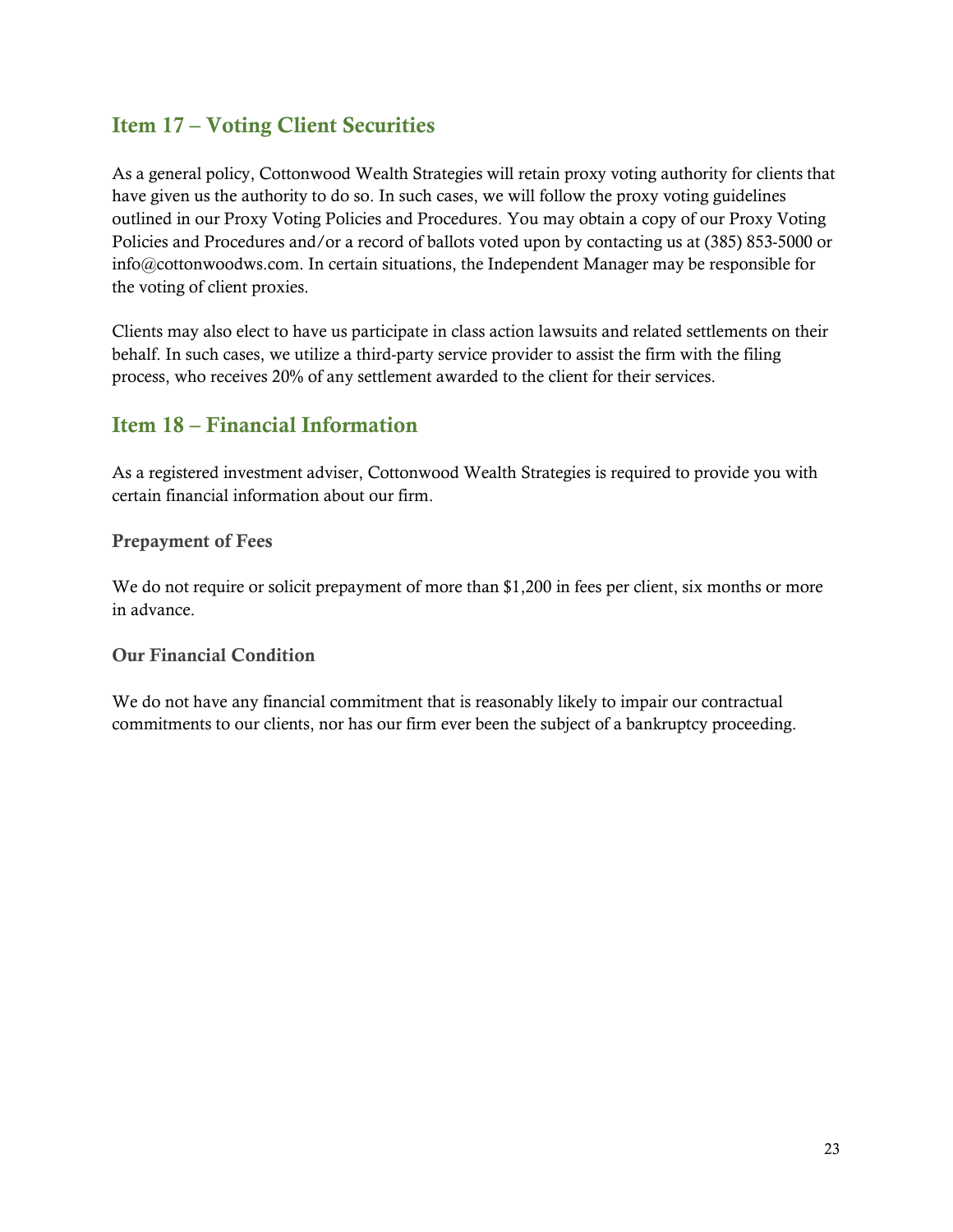## Item 17 – Voting Client Securities

As a general policy, Cottonwood Wealth Strategies will retain proxy voting authority for clients that have given us the authority to do so. In such cases, we will follow the proxy voting guidelines outlined in our Proxy Voting Policies and Procedures. You may obtain a copy of our Proxy Voting Policies and Procedures and/or a record of ballots voted upon by contacting us at (385) 853-5000 or info@cottonwoodws.com. In certain situations, the Independent Manager may be responsible for the voting of client proxies.

Clients may also elect to have us participate in class action lawsuits and related settlements on their behalf. In such cases, we utilize a third-party service provider to assist the firm with the filing process, who receives 20% of any settlement awarded to the client for their services.

## Item 18 – Financial Information

As a registered investment adviser, Cottonwood Wealth Strategies is required to provide you with certain financial information about our firm.

### Prepayment of Fees

We do not require or solicit prepayment of more than $1,200 in fees per client, six months or more in advance.

### Our Financial Condition

We do not have any financial commitment that is reasonably likely to impair our contractual commitments to our clients, nor has our firm ever been the subject of a bankruptcy proceeding.